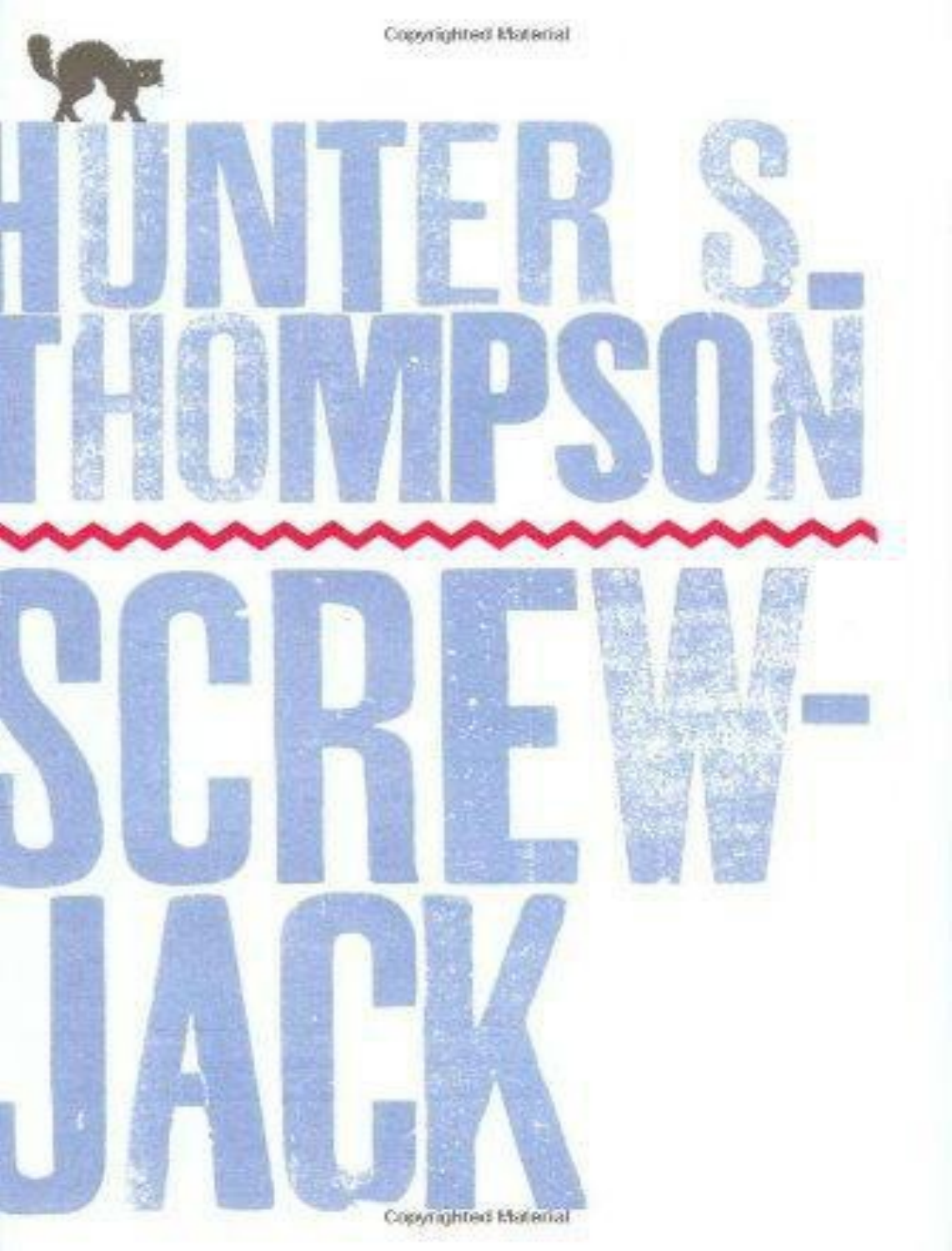# HUNTER S. THOMPSON

# SCREW-JACK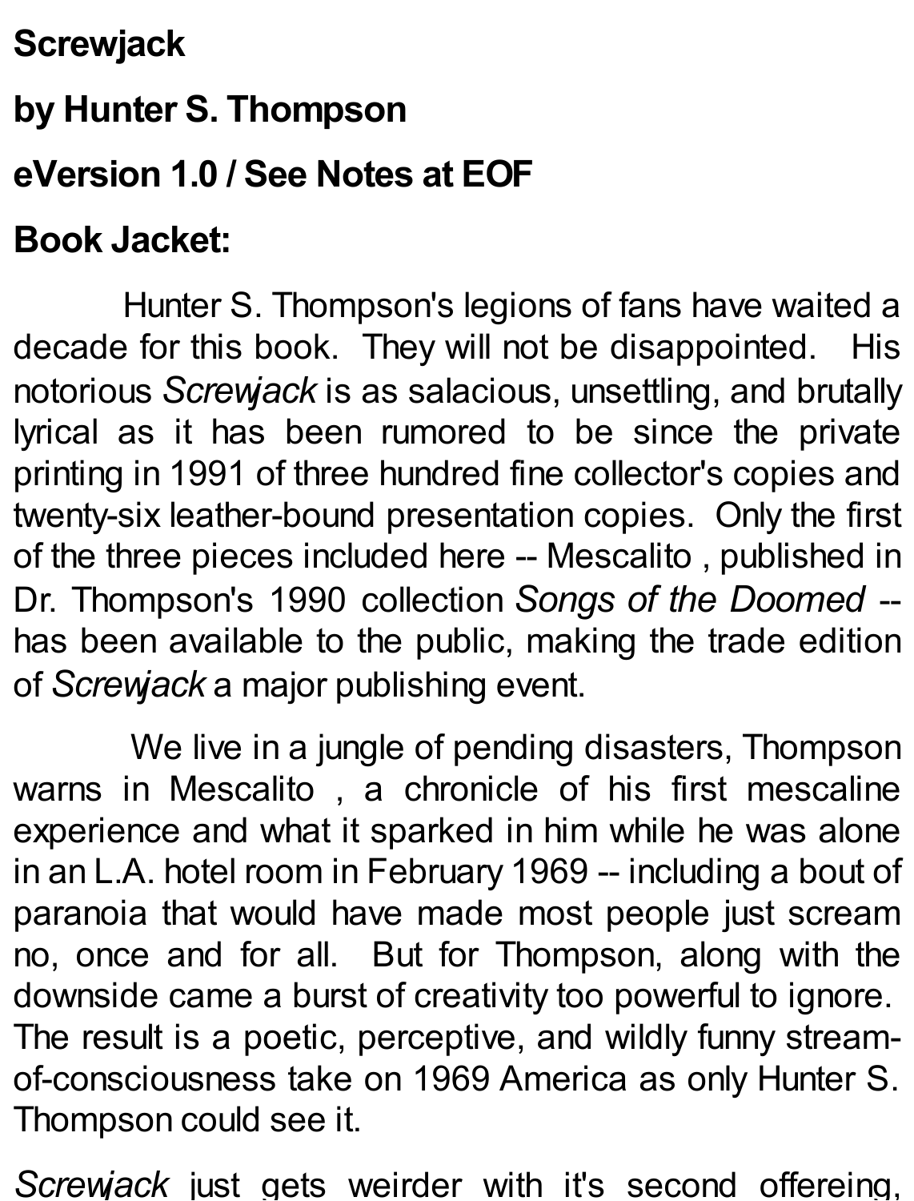**Screwjack**

**by Hunter S. Thompson**

**eVersion 1.0 / See Notes at EOF**

**Book Jacket:**

Hunter S. Thompson's legions of fans have waited a decade for this book. They will not be disappointed. His notorious *Screwjack* is as salacious, unsettling, and brutally lyrical as it has been rumored to be since the private printing in 1991 of three hundred fine collector's copies and twenty-six leather-bound presentation copies. Only the first of the three pieces included here -- Mescalito , published in Dr. Thompson's 1990 collection *Songs of the Doomed* -- has been available to the public, making the trade edition of *Screwjack* a major publishing event.

We live in a jungle of pending disasters, Thompson warns in Mescalito , a chronicle of his first mescaline experience and what it sparked in him while he was alone in an L.A. hotel room in February 1969 -- including a bout of paranoia that would have made most people just scream no, once and for all. But for Thompson, along with the downside came a burst of creativity too powerful to ignore. The result is a poetic, perceptive, and wildly funny stream-of-consciousness take on 1969 America as only Hunter S. Thompson could see it.

*Screwjack* just gets weirder with it's second offereing,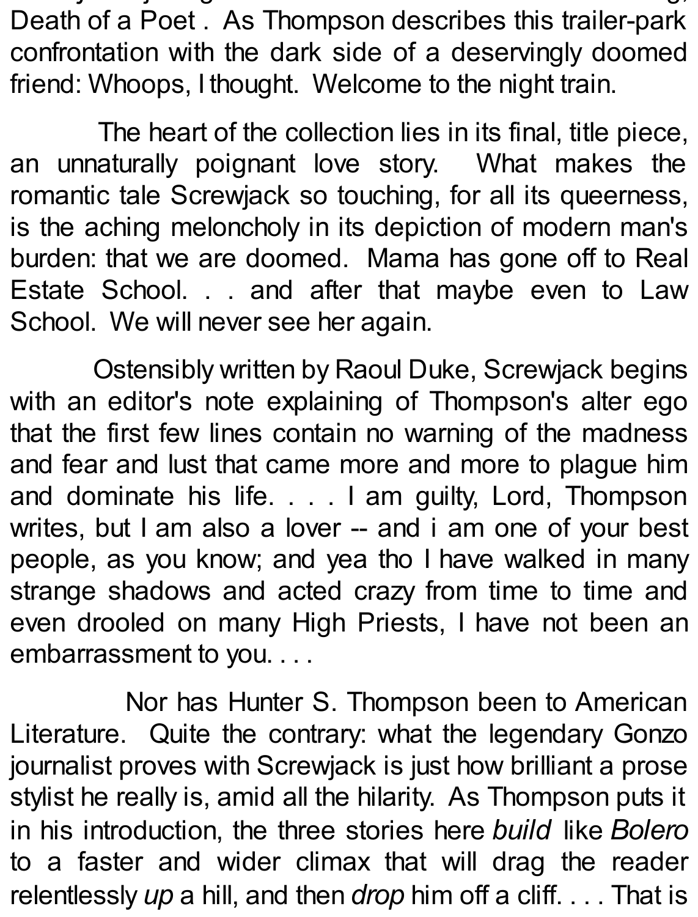Death of a Poet . As Thompson describes this trailer-park confrontation with the dark side of a deservingly doomed friend: Whoops, I thought. Welcome to the night train.

The heart of the collection lies in its final, title piece, an unnaturally poignant love story. What makes the romantic tale Screwjack so touching, for all its queerness, is the aching meloncholy in its depiction of modern man's burden: that we are doomed. Mama has gone off to Real Estate School. . . and after that maybe even to Law School. We will never see her again.

Ostensibly written by Raoul Duke, Screwjack begins with an editor's note explaining of Thompson's alter ego that the first few lines contain no warning of the madness and fear and lust that came more and more to plague him and dominate his life. . . . I am guilty, Lord, Thompson writes, but I am also a lover -- and i am one of your best people, as you know; and yea tho I have walked in many strange shadows and acted crazy from time to time and even drooled on many High Priests, I have not been an embarrassment to you. . . .

Nor has Hunter S. Thompson been to American Literature. Quite the contrary: what the legendary Gonzo journalist proves with Screwjack is just how brilliant a prose stylist he really is, amid all the hilarity. As Thompson puts it in his introduction, the three stories here *build* like *Bolero* to a faster and wider climax that will drag the reader relentlessly *up* a hill, and then *drop* him off a cliff. . . . That is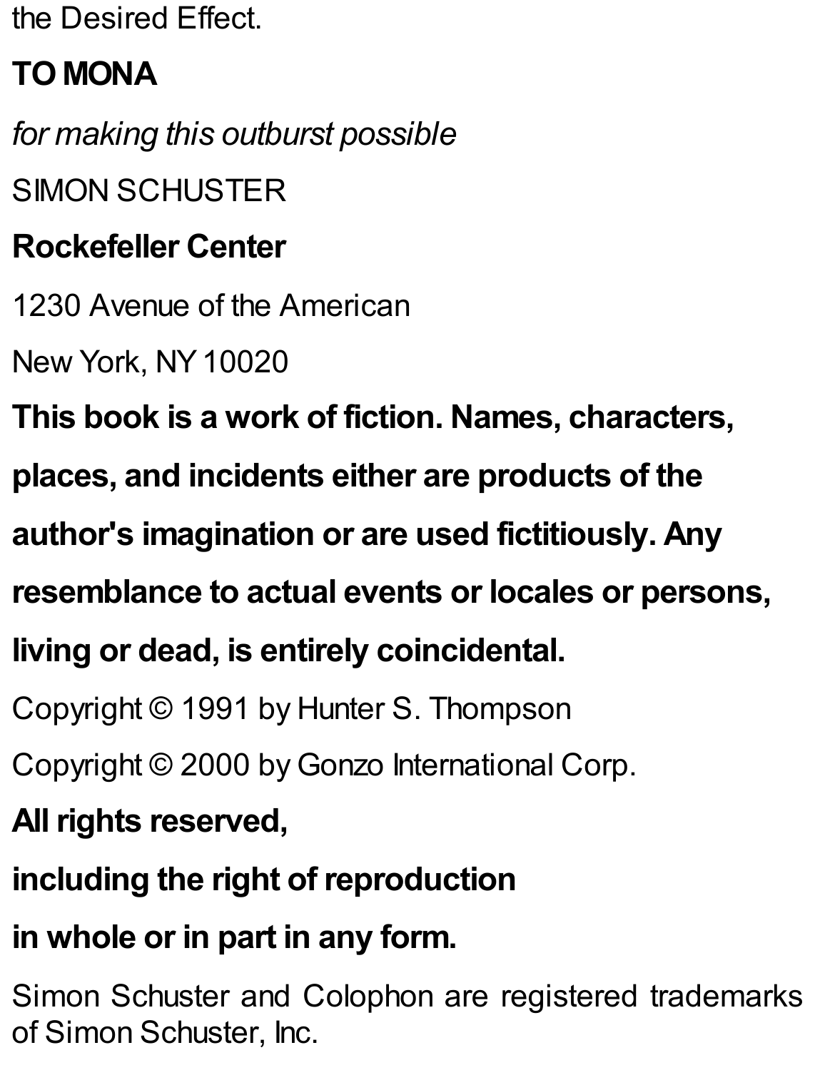the Desired Effect.

**TO MONA**

*for making this outburst possible*

SIMON SCHUSTER

**Rockefeller Center**

1230 Avenue of the American

New York, NY 10020

**This book is a work of fiction. Names, characters, places, and incidents either are products of the author's imagination or are used fictitiously. Any resemblance to actual events or locales or persons, living or dead, is entirely coincidental.**

Copyright © 1991 by Hunter S. Thompson

Copyright © 2000 by Gonzo International Corp.

**All rights reserved,**

**including the right of reproduction**

**in whole or in part in any form.**

Simon Schuster and Colophon are registered trademarks of Simon Schuster, Inc.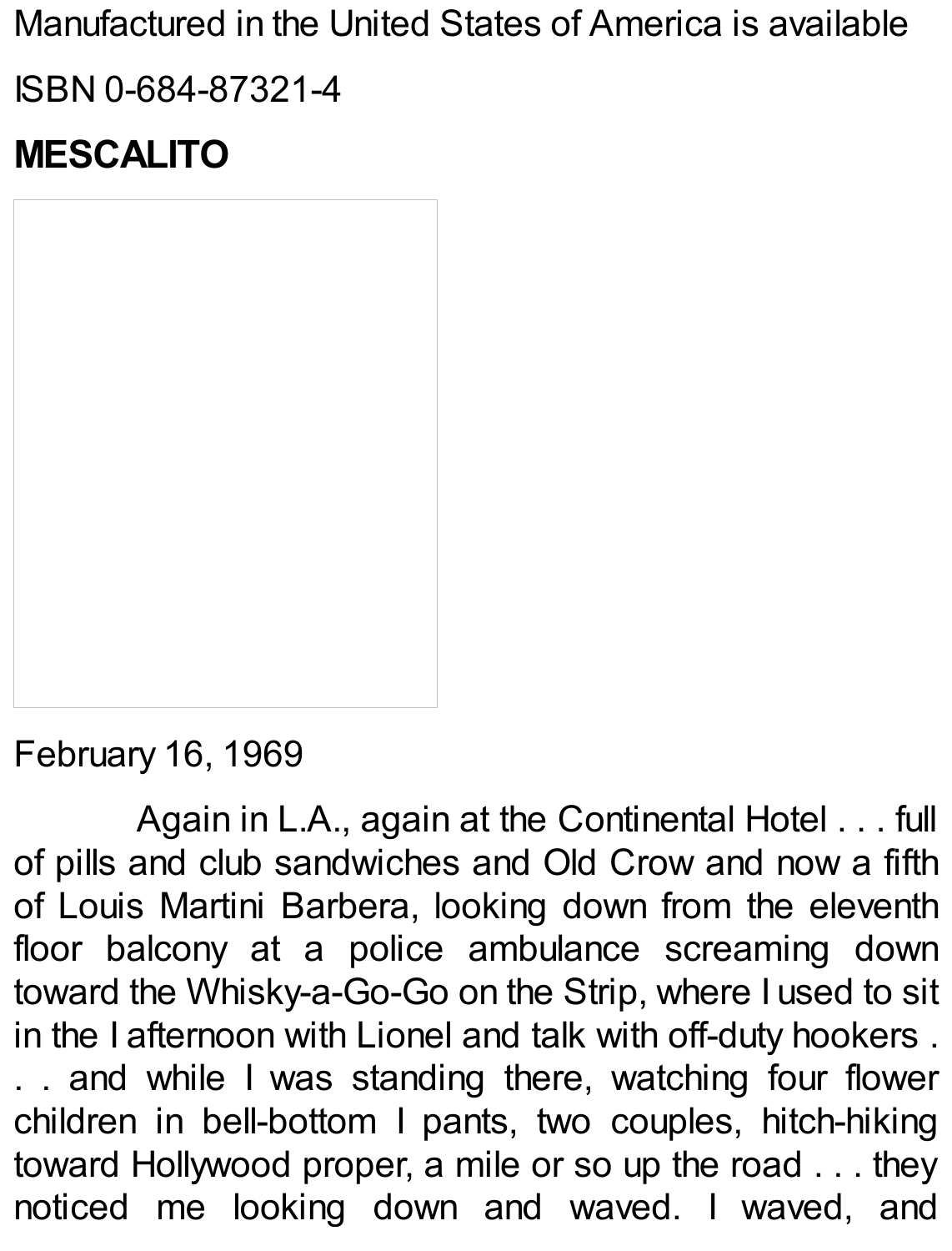Manufactured in the United States of America is available

ISBN 0-684-87321-4

## MESCALITO

February 16, 1969

Again in L.A., again at the Continental Hotel . . . full of pills and club sandwiches and Old Crow and now a fifth of Louis Martini Barbera, looking down from the eleventh floor balcony at a police ambulance screaming down toward the Whisky-a-Go-Go on the Strip, where I used to sit in the I afternoon with Lionel and talk with off-duty hookers . . . and while I was standing there, watching four flower children in bell-bottom I pants, two couples, hitch-hiking toward Hollywood proper, a mile or so up the road . . . they noticed me looking down and waved. I waved, and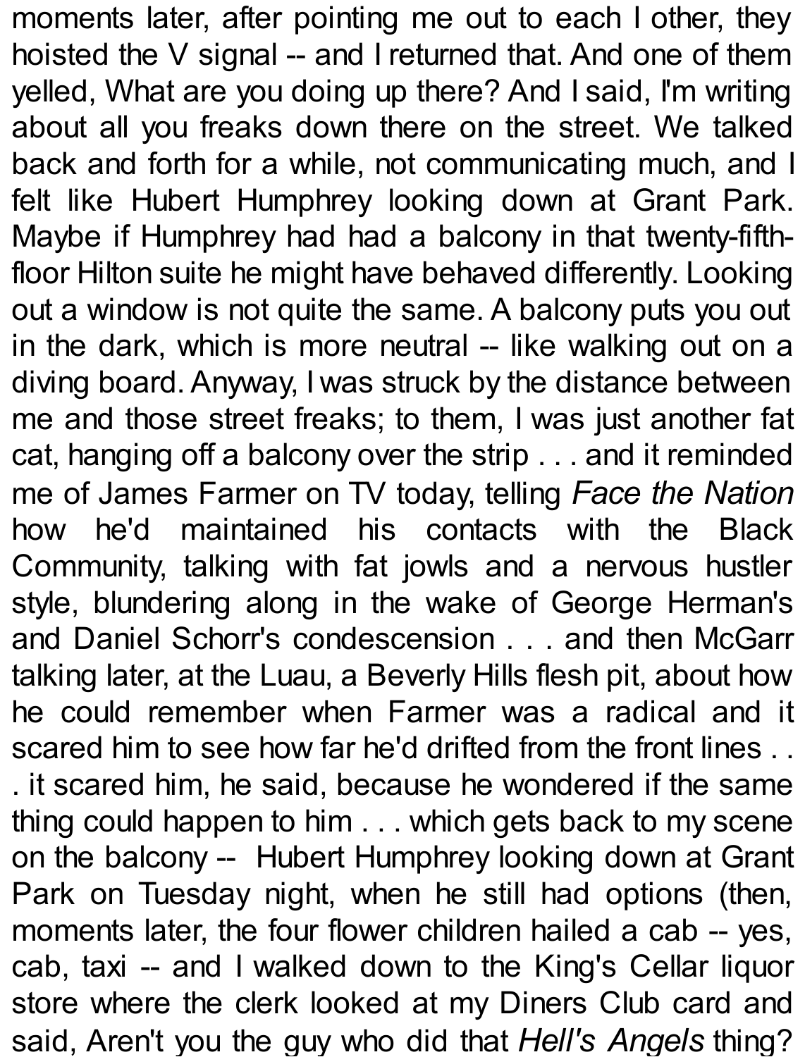moments later, after pointing me out to each I other, they hoisted the V signal -- and I returned that. And one of them yelled, What are you doing up there? And I said, I'm writing about all you freaks down there on the street. We talked back and forth for a while, not communicating much, and I felt like Hubert Humphrey looking down at Grant Park. Maybe if Humphrey had had a balcony in that twenty-fifth-floor Hilton suite he might have behaved differently. Looking out a window is not quite the same. A balcony puts you out in the dark, which is more neutral -- like walking out on a diving board. Anyway, I was struck by the distance between me and those street freaks; to them, I was just another fat cat, hanging off a balcony over the strip . . . and it reminded me of James Farmer on TV today, telling *Face the Nation* how he'd maintained his contacts with the Black Community, talking with fat jowls and a nervous hustler style, blundering along in the wake of George Herman's and Daniel Schorr's condescension . . . and then McGarr talking later, at the Luau, a Beverly Hills flesh pit, about how he could remember when Farmer was a radical and it scared him to see how far he'd drifted from the front lines . . . it scared him, he said, because he wondered if the same thing could happen to him . . . which gets back to my scene on the balcony -- Hubert Humphrey looking down at Grant Park on Tuesday night, when he still had options (then, moments later, the four flower children hailed a cab -- yes, cab, taxi -- and I walked down to the King's Cellar liquor store where the clerk looked at my Diners Club card and said, Aren't you the guy who did that *Hell's Angels* thing?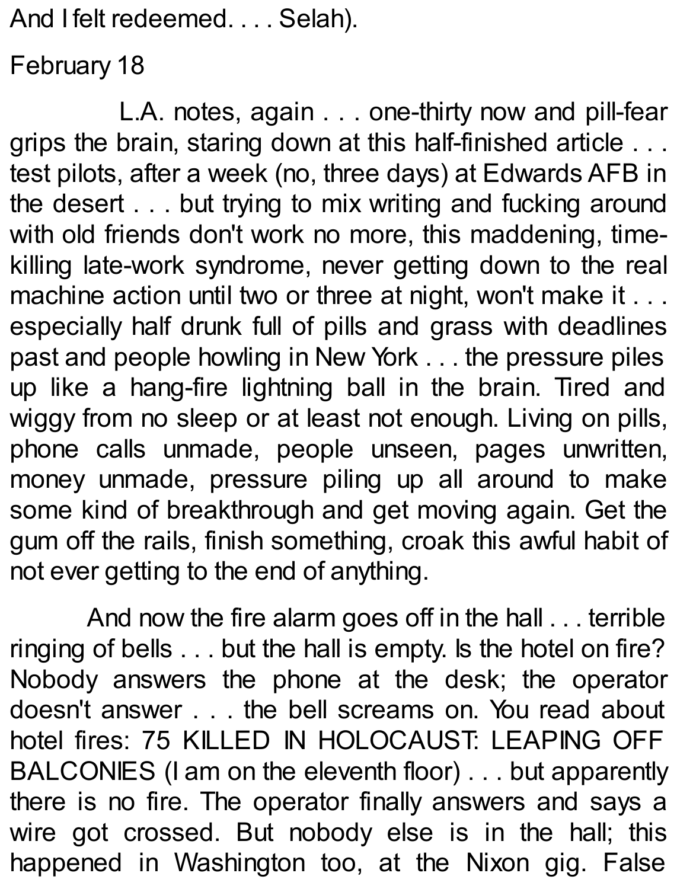And I felt redeemed. . . . Selah).

February 18

L.A. notes, again . . . one-thirty now and pill-fear grips the brain, staring down at this half-finished article . . . test pilots, after a week (no, three days) at Edwards AFB in the desert . . . but trying to mix writing and fucking around with old friends don't work no more, this maddening, time-killing late-work syndrome, never getting down to the real machine action until two or three at night, won't make it . . . especially half drunk full of pills and grass with deadlines past and people howling in New York . . . the pressure piles up like a hang-fire lightning ball in the brain. Tired and wiggy from no sleep or at least not enough. Living on pills, phone calls unmade, people unseen, pages unwritten, money unmade, pressure piling up all around to make some kind of breakthrough and get moving again. Get the gum off the rails, finish something, croak this awful habit of not ever getting to the end of anything.

And now the fire alarm goes off in the hall . . . terrible ringing of bells . . . but the hall is empty. Is the hotel on fire? Nobody answers the phone at the desk; the operator doesn't answer . . . the bell screams on. You read about hotel fires: 75 KILLED IN HOLOCAUST: LEAPING OFF BALCONIES (I am on the eleventh floor) . . . but apparently there is no fire. The operator finally answers and says a wire got crossed. But nobody else is in the hall; this happened in Washington too, at the Nixon gig. False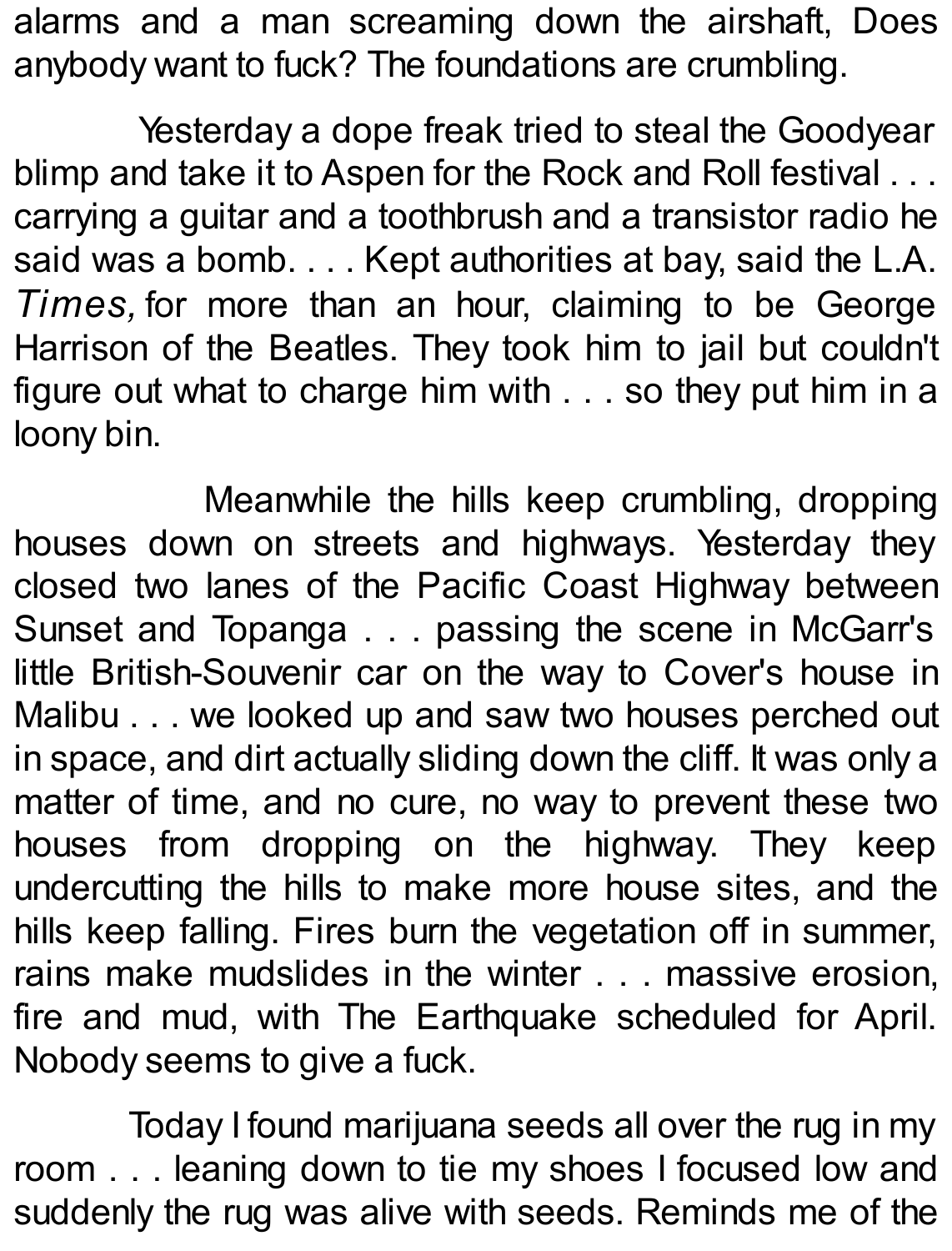alarms and a man screaming down the airshaft, Does anybody want to fuck? The foundations are crumbling.

Yesterday a dope freak tried to steal the Goodyear blimp and take it to Aspen for the Rock and Roll festival . . . carrying a guitar and a toothbrush and a transistor radio he said was a bomb. . . . Kept authorities at bay, said the L.A. *Times,* for more than an hour, claiming to be George Harrison of the Beatles. They took him to jail but couldn't figure out what to charge him with . . . so they put him in a loony bin.

Meanwhile the hills keep crumbling, dropping houses down on streets and highways. Yesterday they closed two lanes of the Pacific Coast Highway between Sunset and Topanga . . . passing the scene in McGarr's little British-Souvenir car on the way to Cover's house in Malibu . . . we looked up and saw two houses perched out in space, and dirt actually sliding down the cliff. It was only a matter of time, and no cure, no way to prevent these two houses from dropping on the highway. They keep undercutting the hills to make more house sites, and the hills keep falling. Fires burn the vegetation off in summer, rains make mudslides in the winter . . . massive erosion, fire and mud, with The Earthquake scheduled for April. Nobody seems to give a fuck.

Today I found marijuana seeds all over the rug in my room . . . leaning down to tie my shoes I focused low and suddenly the rug was alive with seeds. Reminds me of the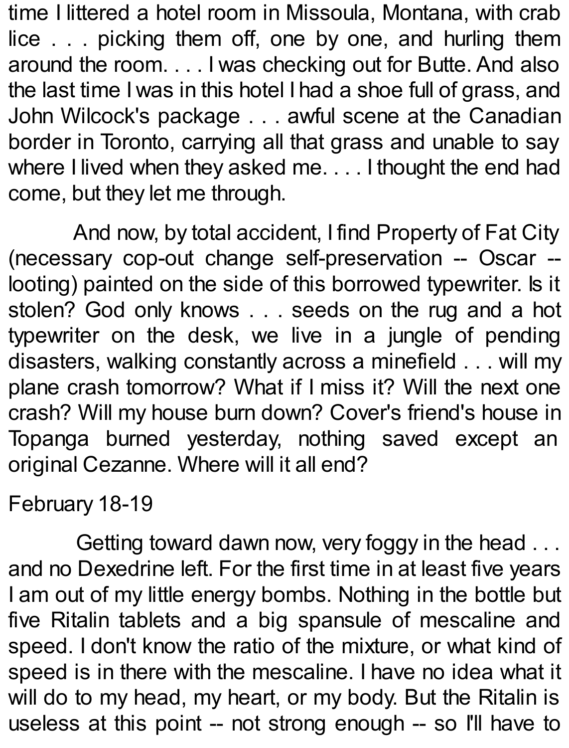time I littered a hotel room in Missoula, Montana, with crab lice . . . picking them off, one by one, and hurling them around the room. . . . I was checking out for Butte. And also the last time I was in this hotel I had a shoe full of grass, and John Wilcock's package . . . awful scene at the Canadian border in Toronto, carrying all that grass and unable to say where I lived when they asked me. . . . I thought the end had come, but they let me through.

And now, by total accident, I find Property of Fat City (necessary cop-out change self-preservation -- Oscar -- looting) painted on the side of this borrowed typewriter. Is it stolen? God only knows . . . seeds on the rug and a hot typewriter on the desk, we live in a jungle of pending disasters, walking constantly across a minefield . . . will my plane crash tomorrow? What if I miss it? Will the next one crash? Will my house burn down? Cover's friend's house in Topanga burned yesterday, nothing saved except an original Cezanne. Where will it all end?

February 18-19

Getting toward dawn now, very foggy in the head . . . and no Dexedrine left. For the first time in at least five years I am out of my little energy bombs. Nothing in the bottle but five Ritalin tablets and a big spansule of mescaline and speed. I don't know the ratio of the mixture, or what kind of speed is in there with the mescaline. I have no idea what it will do to my head, my heart, or my body. But the Ritalin is useless at this point -- not strong enough -- so I'll have to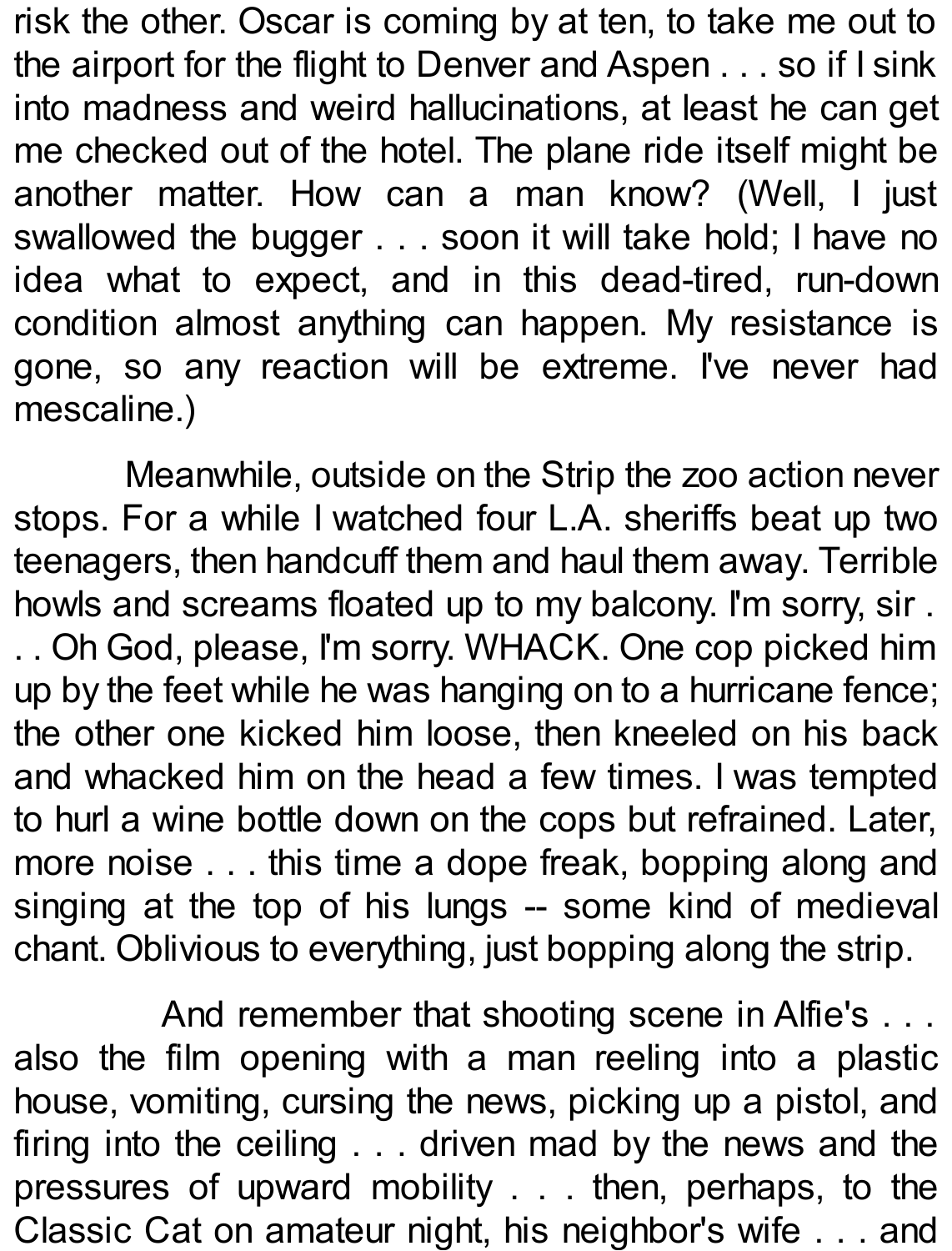risk the other. Oscar is coming by at ten, to take me out to the airport for the flight to Denver and Aspen . . . so if I sink into madness and weird hallucinations, at least he can get me checked out of the hotel. The plane ride itself might be another matter. How can a man know? (Well, I just swallowed the bugger . . . soon it will take hold; I have no idea what to expect, and in this dead-tired, run-down condition almost anything can happen. My resistance is gone, so any reaction will be extreme. I've never had mescaline.)

Meanwhile, outside on the Strip the zoo action never stops. For a while I watched four L.A. sheriffs beat up two teenagers, then handcuff them and haul them away. Terrible howls and screams floated up to my balcony. I'm sorry, sir . . . Oh God, please, I'm sorry. WHACK. One cop picked him up by the feet while he was hanging on to a hurricane fence; the other one kicked him loose, then kneeled on his back and whacked him on the head a few times. I was tempted to hurl a wine bottle down on the cops but refrained. Later, more noise . . . this time a dope freak, bopping along and singing at the top of his lungs -- some kind of medieval chant. Oblivious to everything, just bopping along the strip.

And remember that shooting scene in Alfie's . . . also the film opening with a man reeling into a plastic house, vomiting, cursing the news, picking up a pistol, and firing into the ceiling . . . driven mad by the news and the pressures of upward mobility . . . then, perhaps, to the Classic Cat on amateur night, his neighbor's wife . . . and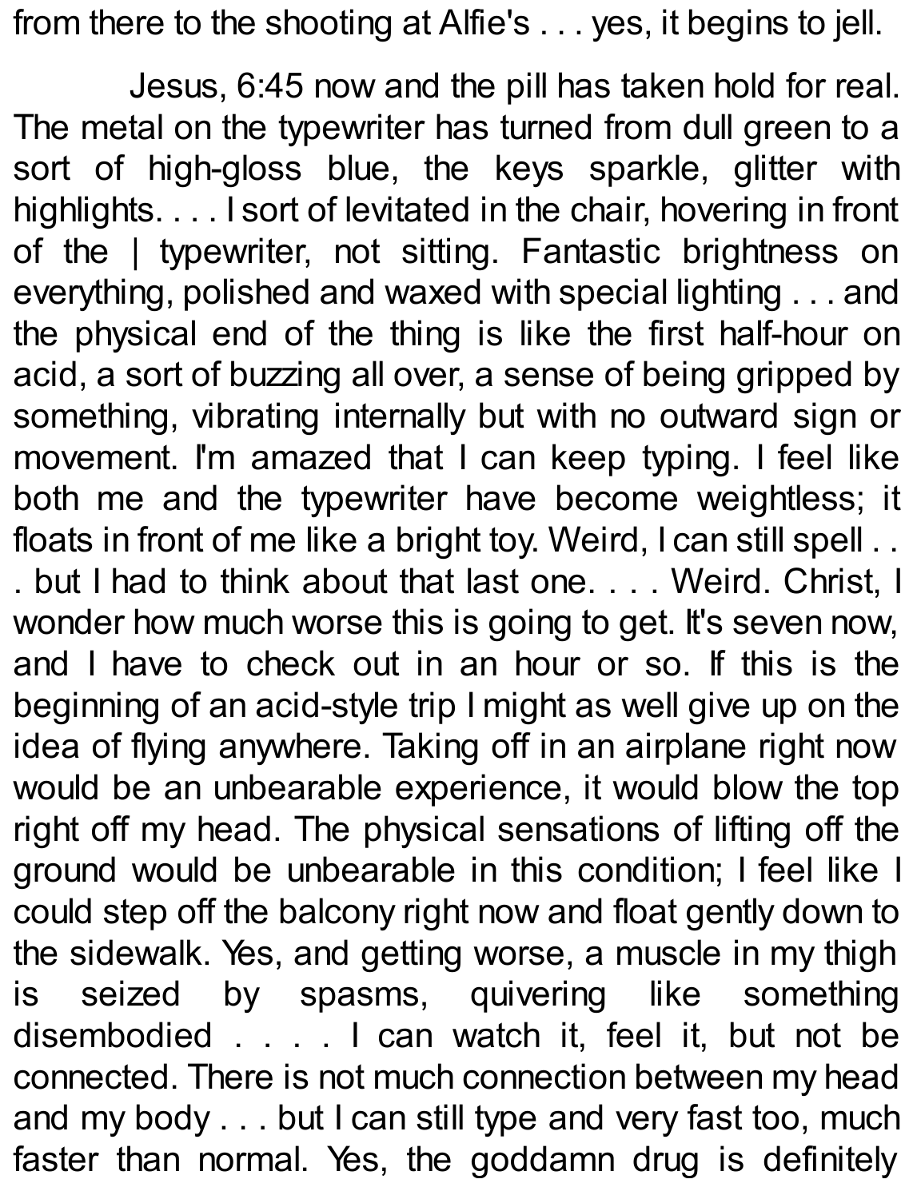from there to the shooting at Alfie's . . . yes, it begins to jell.

Jesus, 6:45 now and the pill has taken hold for real. The metal on the typewriter has turned from dull green to a sort of high-gloss blue, the keys sparkle, glitter with highlights. . . . I sort of levitated in the chair, hovering in front of the | typewriter, not sitting. Fantastic brightness on everything, polished and waxed with special lighting . . . and the physical end of the thing is like the first half-hour on acid, a sort of buzzing all over, a sense of being gripped by something, vibrating internally but with no outward sign or movement. I'm amazed that I can keep typing. I feel like both me and the typewriter have become weightless; it floats in front of me like a bright toy. Weird, I can still spell . . . but I had to think about that last one. . . . Weird. Christ, I wonder how much worse this is going to get. It's seven now, and I have to check out in an hour or so. If this is the beginning of an acid-style trip I might as well give up on the idea of flying anywhere. Taking off in an airplane right now would be an unbearable experience, it would blow the top right off my head. The physical sensations of lifting off the ground would be unbearable in this condition; I feel like I could step off the balcony right now and float gently down to the sidewalk. Yes, and getting worse, a muscle in my thigh is seized by spasms, quivering like something disembodied . . . . I can watch it, feel it, but not be connected. There is not much connection between my head and my body . . . but I can still type and very fast too, much faster than normal. Yes, the goddamn drug is definitely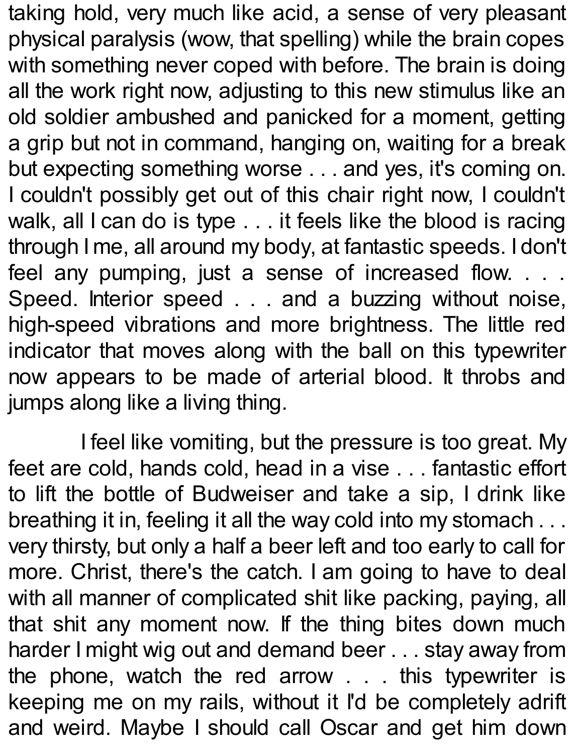taking hold, very much like acid, a sense of very pleasant physical paralysis (wow, that spelling) while the brain copes with something never coped with before. The brain is doing all the work right now, adjusting to this new stimulus like an old soldier ambushed and panicked for a moment, getting a grip but not in command, hanging on, waiting for a break but expecting something worse . . . and yes, it's coming on. I couldn't possibly get out of this chair right now, I couldn't walk, all I can do is type . . . it feels like the blood is racing through I me, all around my body, at fantastic speeds. I don't feel any pumping, just a sense of increased flow. . . . Speed. Interior speed . . . and a buzzing without noise, high-speed vibrations and more brightness. The little red indicator that moves along with the ball on this typewriter now appears to be made of arterial blood. It throbs and jumps along like a living thing.

I feel like vomiting, but the pressure is too great. My feet are cold, hands cold, head in a vise . . . fantastic effort to lift the bottle of Budweiser and take a sip, I drink like breathing it in, feeling it all the way cold into my stomach . . . very thirsty, but only a half a beer left and too early to call for more. Christ, there's the catch. I am going to have to deal with all manner of complicated shit like packing, paying, all that shit any moment now. If the thing bites down much harder I might wig out and demand beer . . . stay away from the phone, watch the red arrow . . . this typewriter is keeping me on my rails, without it I'd be completely adrift and weird. Maybe I should call Oscar and get him down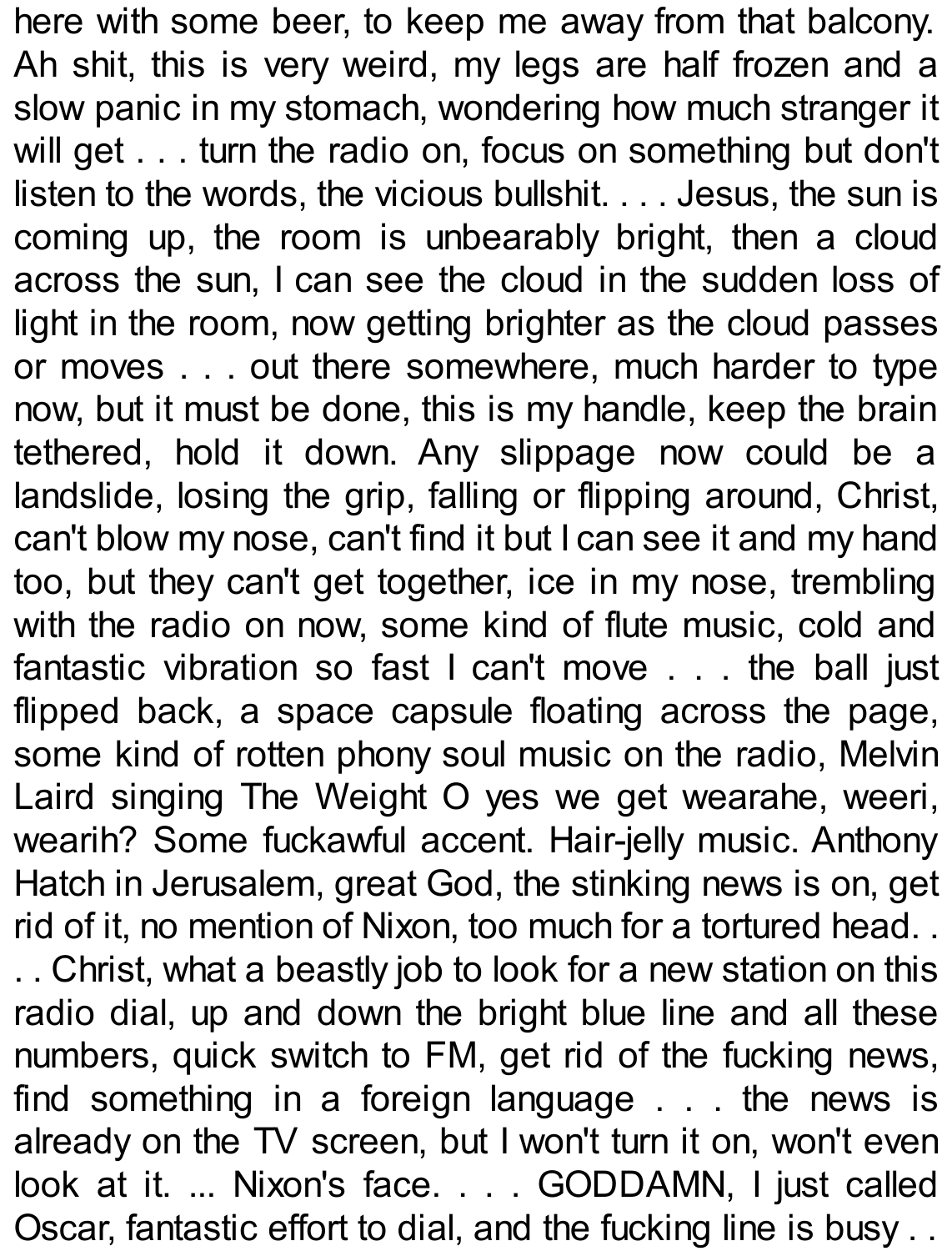here with some beer, to keep me away from that balcony. Ah shit, this is very weird, my legs are half frozen and a slow panic in my stomach, wondering how much stranger it will get . . . turn the radio on, focus on something but don't listen to the words, the vicious bullshit. . . . Jesus, the sun is coming up, the room is unbearably bright, then a cloud across the sun, I can see the cloud in the sudden loss of light in the room, now getting brighter as the cloud passes or moves . . . out there somewhere, much harder to type now, but it must be done, this is my handle, keep the brain tethered, hold it down. Any slippage now could be a landslide, losing the grip, falling or flipping around, Christ, can't blow my nose, can't find it but I can see it and my hand too, but they can't get together, ice in my nose, trembling with the radio on now, some kind of flute music, cold and fantastic vibration so fast I can't move . . . the ball just flipped back, a space capsule floating across the page, some kind of rotten phony soul music on the radio, Melvin Laird singing The Weight O yes we get wearahe, weeri, wearih? Some fuckawful accent. Hair-jelly music. Anthony Hatch in Jerusalem, great God, the stinking news is on, get rid of it, no mention of Nixon, too much for a tortured head. . . . Christ, what a beastly job to look for a new station on this radio dial, up and down the bright blue line and all these numbers, quick switch to FM, get rid of the fucking news, find something in a foreign language . . . the news is already on the TV screen, but I won't turn it on, won't even look at it. ... Nixon's face. . . . GODDAMN, I just called Oscar, fantastic effort to dial, and the fucking line is busy . .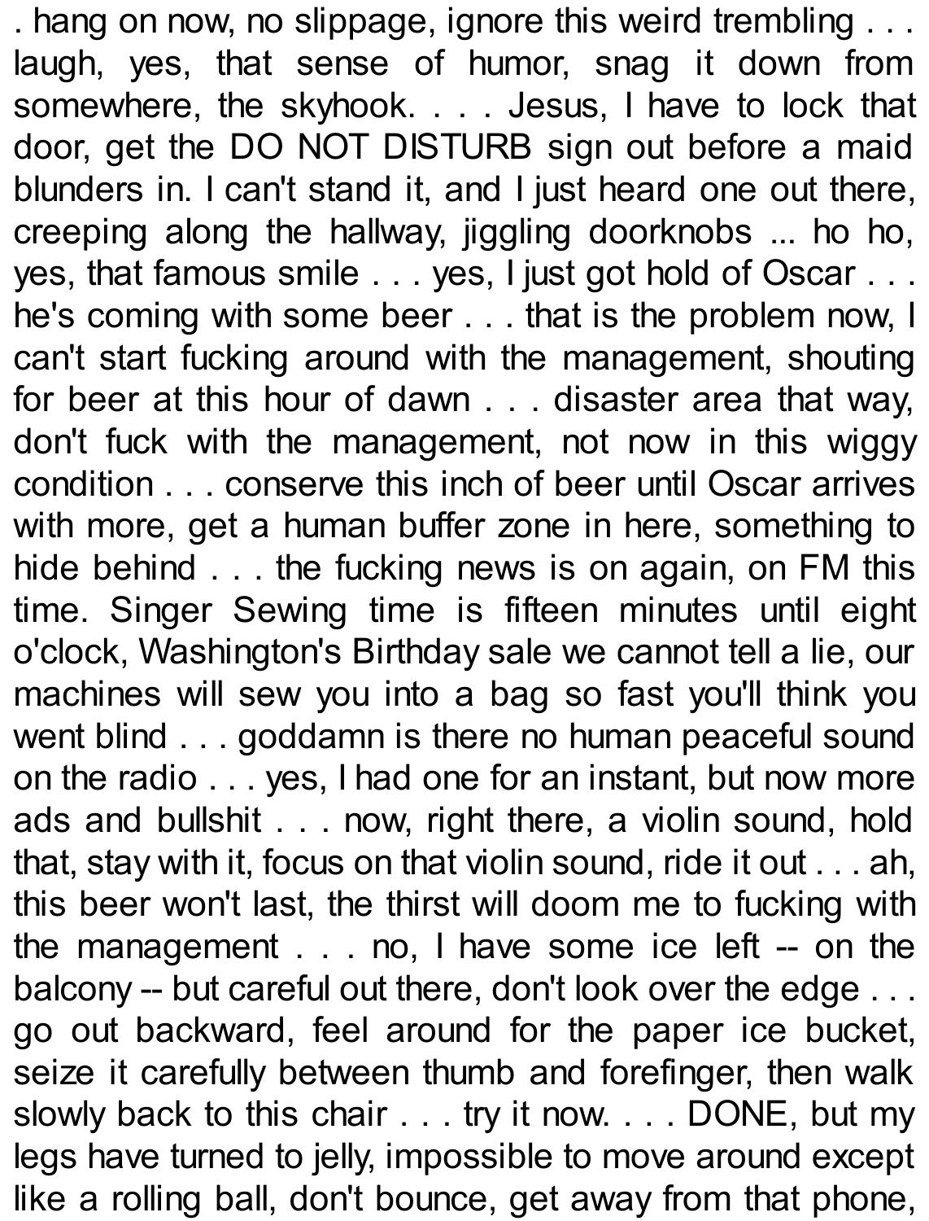. hang on now, no slippage, ignore this weird trembling . . . laugh, yes, that sense of humor, snag it down from somewhere, the skyhook. . . . Jesus, I have to lock that door, get the DO NOT DISTURB sign out before a maid blunders in. I can't stand it, and I just heard one out there, creeping along the hallway, jiggling doorknobs ... ho ho, yes, that famous smile . . . yes, I just got hold of Oscar . . . he's coming with some beer . . . that is the problem now, I can't start fucking around with the management, shouting for beer at this hour of dawn . . . disaster area that way, don't fuck with the management, not now in this wiggy condition . . . conserve this inch of beer until Oscar arrives with more, get a human buffer zone in here, something to hide behind . . . the fucking news is on again, on FM this time. Singer Sewing time is fifteen minutes until eight o'clock, Washington's Birthday sale we cannot tell a lie, our machines will sew you into a bag so fast you'll think you went blind . . . goddamn is there no human peaceful sound on the radio . . . yes, I had one for an instant, but now more ads and bullshit . . . now, right there, a violin sound, hold that, stay with it, focus on that violin sound, ride it out . . . ah, this beer won't last, the thirst will doom me to fucking with the management . . . no, I have some ice left -- on the balcony -- but careful out there, don't look over the edge . . . go out backward, feel around for the paper ice bucket, seize it carefully between thumb and forefinger, then walk slowly back to this chair . . . try it now. . . . DONE, but my legs have turned to jelly, impossible to move around except like a rolling ball, don't bounce, get away from that phone,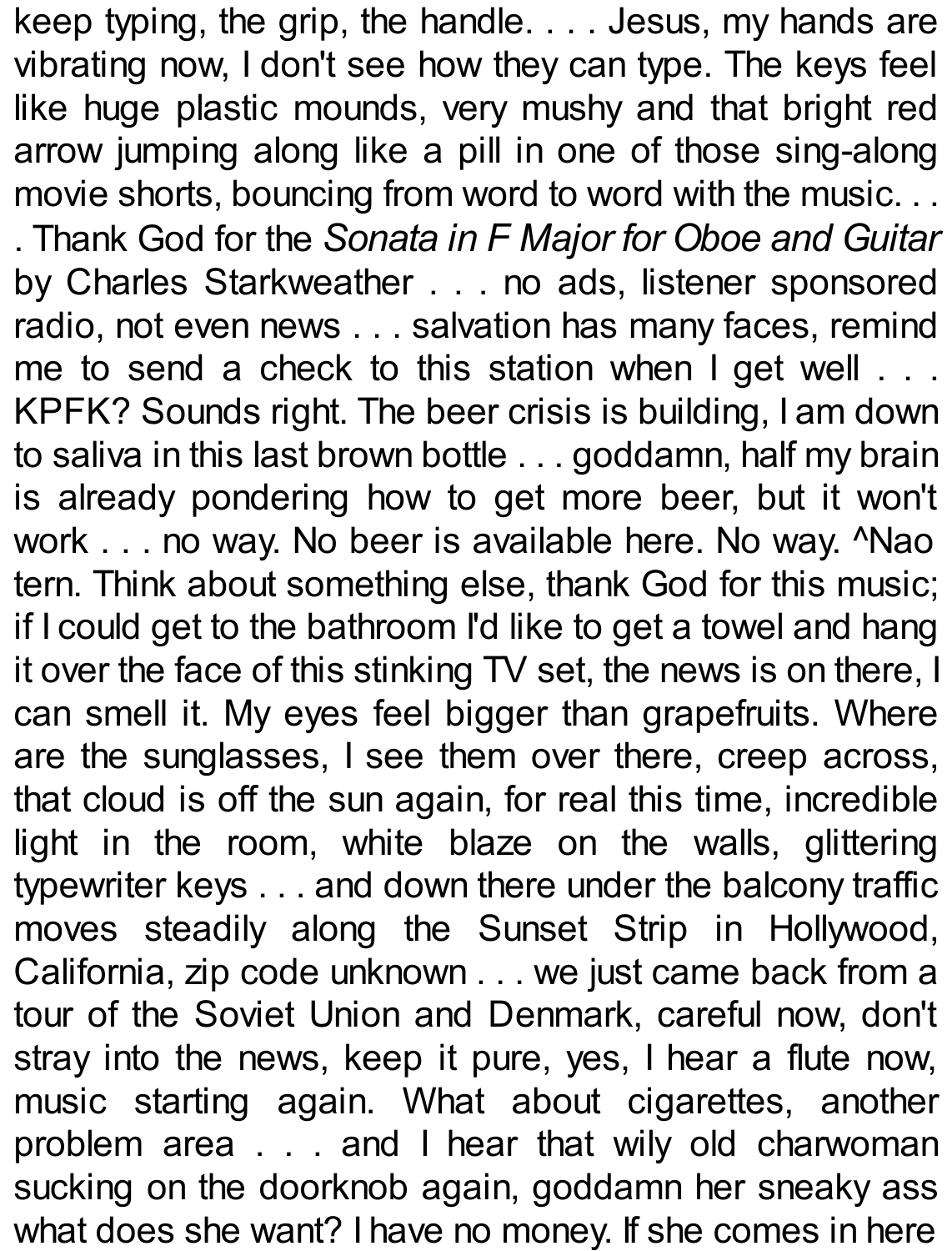keep typing, the grip, the handle. . . . Jesus, my hands are vibrating now, I don't see how they can type. The keys feel like huge plastic mounds, very mushy and that bright red arrow jumping along like a pill in one of those sing-along movie shorts, bouncing from word to word with the music. . . . Thank God for the *Sonata in F Major for Oboe and Guitar* by Charles Starkweather . . . no ads, listener sponsored radio, not even news . . . salvation has many faces, remind me to send a check to this station when I get well . . . KPFK? Sounds right. The beer crisis is building, I am down to saliva in this last brown bottle . . . goddamn, half my brain is already pondering how to get more beer, but it won't work . . . no way. No beer is available here. No way. ^Nao tern. Think about something else, thank God for this music; if I could get to the bathroom I'd like to get a towel and hang it over the face of this stinking TV set, the news is on there, I can smell it. My eyes feel bigger than grapefruits. Where are the sunglasses, I see them over there, creep across, that cloud is off the sun again, for real this time, incredible light in the room, white blaze on the walls, glittering typewriter keys . . . and down there under the balcony traffic moves steadily along the Sunset Strip in Hollywood, California, zip code unknown . . . we just came back from a tour of the Soviet Union and Denmark, careful now, don't stray into the news, keep it pure, yes, I hear a flute now, music starting again. What about cigarettes, another problem area . . . and I hear that wily old charwoman sucking on the doorknob again, goddamn her sneaky ass what does she want? I have no money. If she comes in here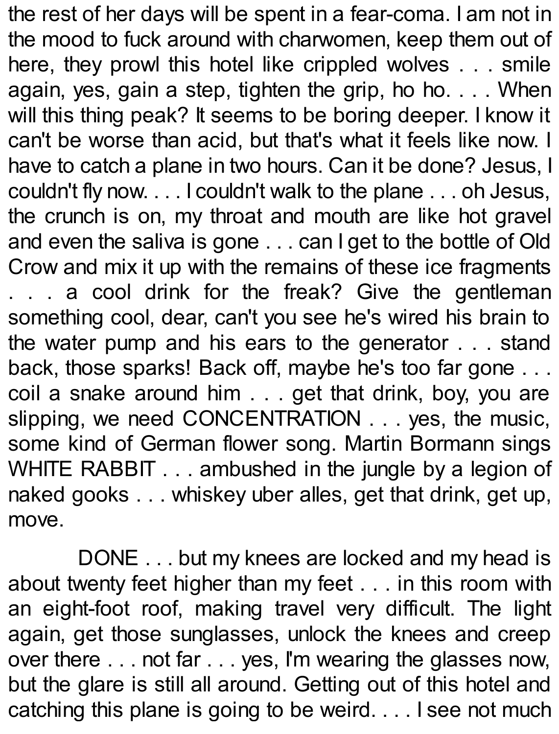the rest of her days will be spent in a fear-coma. I am not in the mood to fuck around with charwomen, keep them out of here, they prowl this hotel like crippled wolves . . . smile again, yes, gain a step, tighten the grip, ho ho. . . . When will this thing peak? It seems to be boring deeper. I know it can't be worse than acid, but that's what it feels like now. I have to catch a plane in two hours. Can it be done? Jesus, I couldn't fly now. . . . I couldn't walk to the plane . . . oh Jesus, the crunch is on, my throat and mouth are like hot gravel and even the saliva is gone . . . can I get to the bottle of Old Crow and mix it up with the remains of these ice fragments . . . a cool drink for the freak? Give the gentleman something cool, dear, can't you see he's wired his brain to the water pump and his ears to the generator . . . stand back, those sparks! Back off, maybe he's too far gone . . . coil a snake around him . . . get that drink, boy, you are slipping, we need CONCENTRATION . . . yes, the music, some kind of German flower song. Martin Bormann sings WHITE RABBIT . . . ambushed in the jungle by a legion of naked gooks . . . whiskey uber alles, get that drink, get up, move.

DONE . . . but my knees are locked and my head is about twenty feet higher than my feet . . . in this room with an eight-foot roof, making travel very difficult. The light again, get those sunglasses, unlock the knees and creep over there . . . not far . . . yes, I'm wearing the glasses now, but the glare is still all around. Getting out of this hotel and catching this plane is going to be weird. . . . I see not much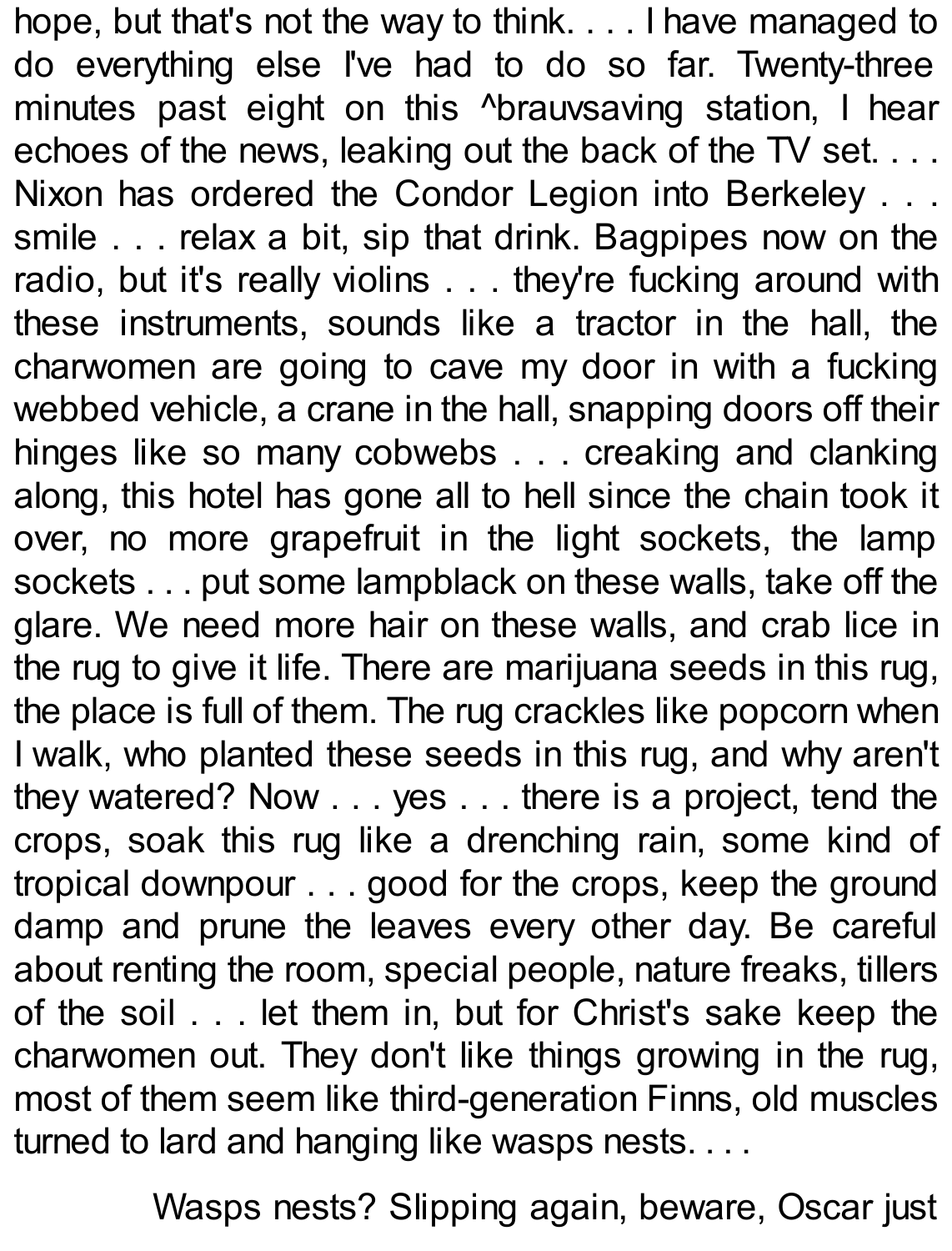hope, but that's not the way to think. . . . I have managed to do everything else I've had to do so far. Twenty-three minutes past eight on this ^brauvsaving station, I hear echoes of the news, leaking out the back of the TV set. . . . Nixon has ordered the Condor Legion into Berkeley . . . smile . . . relax a bit, sip that drink. Bagpipes now on the radio, but it's really violins . . . they're fucking around with these instruments, sounds like a tractor in the hall, the charwomen are going to cave my door in with a fucking webbed vehicle, a crane in the hall, snapping doors off their hinges like so many cobwebs . . . creaking and clanking along, this hotel has gone all to hell since the chain took it over, no more grapefruit in the light sockets, the lamp sockets . . . put some lampblack on these walls, take off the glare. We need more hair on these walls, and crab lice in the rug to give it life. There are marijuana seeds in this rug, the place is full of them. The rug crackles like popcorn when I walk, who planted these seeds in this rug, and why aren't they watered? Now . . . yes . . . there is a project, tend the crops, soak this rug like a drenching rain, some kind of tropical downpour . . . good for the crops, keep the ground damp and prune the leaves every other day. Be careful about renting the room, special people, nature freaks, tillers of the soil . . . let them in, but for Christ's sake keep the charwomen out. They don't like things growing in the rug, most of them seem like third-generation Finns, old muscles turned to lard and hanging like wasps nests. . . .

Wasps nests? Slipping again, beware, Oscar just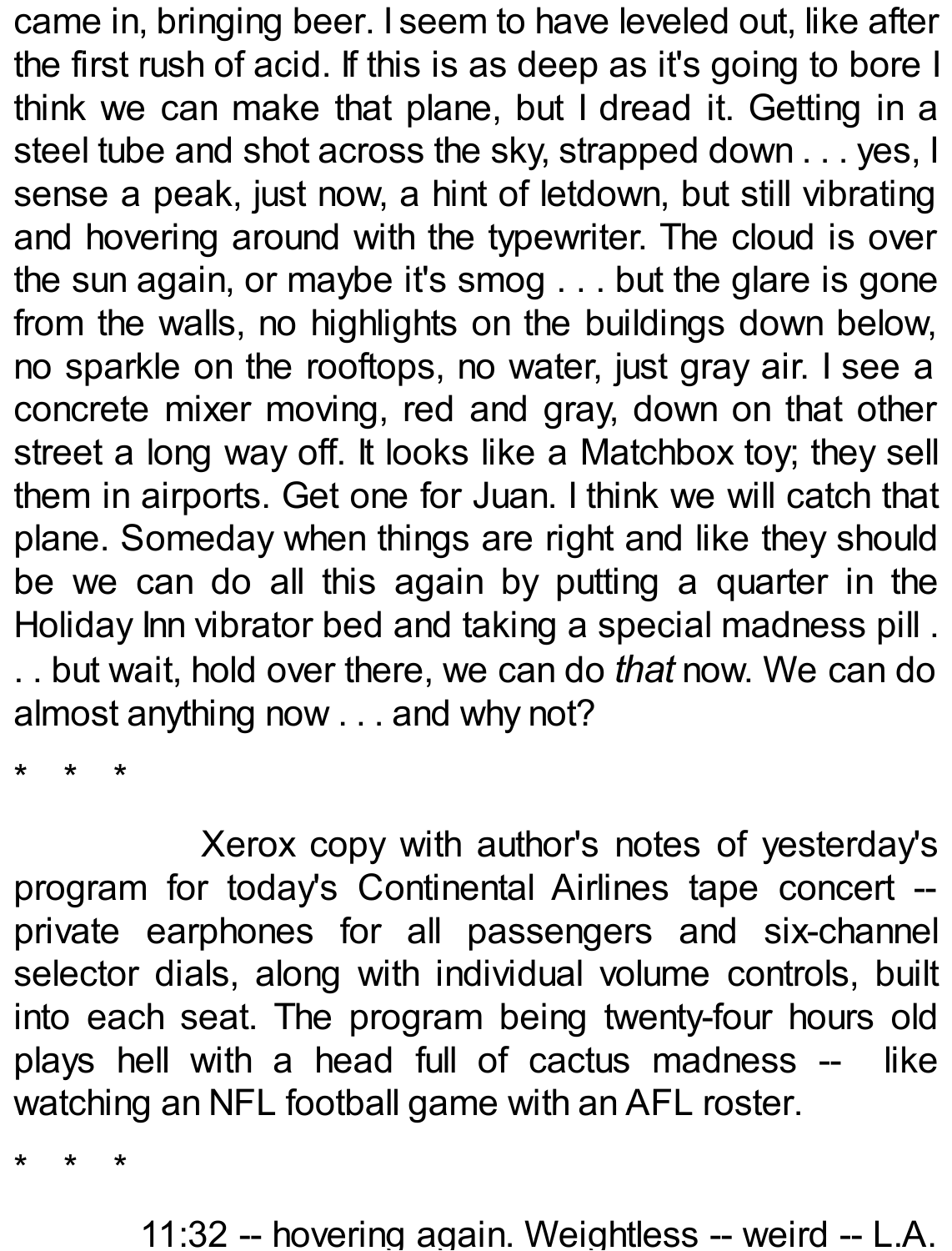came in, bringing beer. I seem to have leveled out, like after the first rush of acid. If this is as deep as it's going to bore I think we can make that plane, but I dread it. Getting in a steel tube and shot across the sky, strapped down . . . yes, I sense a peak, just now, a hint of letdown, but still vibrating and hovering around with the typewriter. The cloud is over the sun again, or maybe it's smog . . . but the glare is gone from the walls, no highlights on the buildings down below, no sparkle on the rooftops, no water, just gray air. I see a concrete mixer moving, red and gray, down on that other street a long way off. It looks like a Matchbox toy; they sell them in airports. Get one for Juan. I think we will catch that plane. Someday when things are right and like they should be we can do all this again by putting a quarter in the Holiday Inn vibrator bed and taking a special madness pill . . . but wait, hold over there, we can do *that* now. We can do almost anything now . . . and why not?

\*   \*   \*

Xerox copy with author's notes of yesterday's program for today's Continental Airlines tape concert -- private earphones for all passengers and six-channel selector dials, along with individual volume controls, built into each seat. The program being twenty-four hours old plays hell with a head full of cactus madness -- like watching an NFL football game with an AFL roster.

\*   \*   \*

11:32 -- hovering again. Weightless -- weird -- L.A.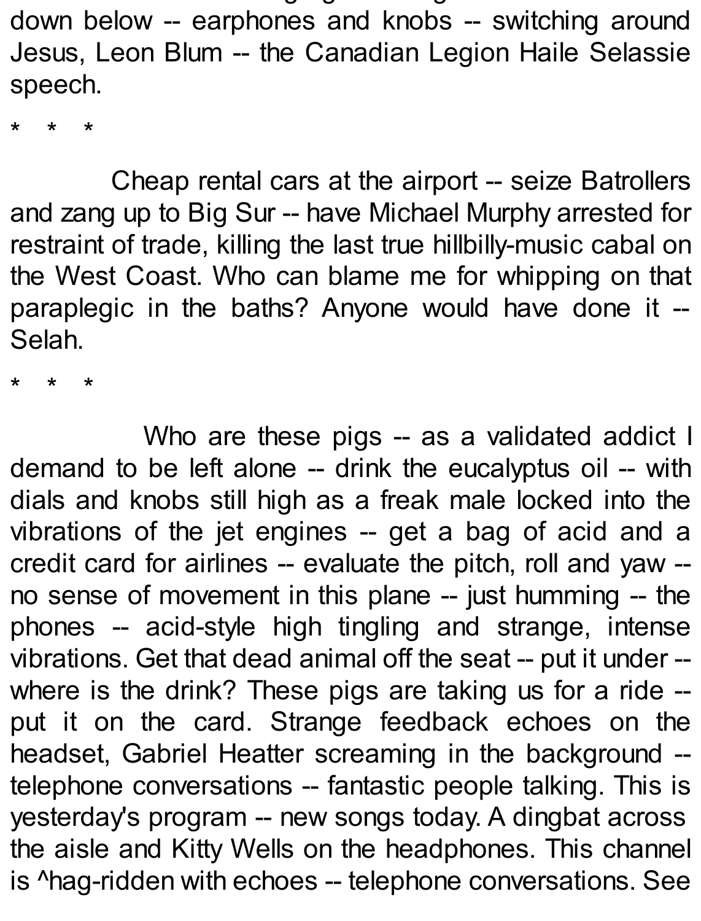down below -- earphones and knobs -- switching around Jesus, Leon Blum -- the Canadian Legion Haile Selassie speech.

\* \* \*

Cheap rental cars at the airport -- seize Batrollers and zang up to Big Sur -- have Michael Murphy arrested for restraint of trade, killing the last true hillbilly-music cabal on the West Coast. Who can blame me for whipping on that paraplegic in the baths? Anyone would have done it -- Selah.

\* \* \*

Who are these pigs -- as a validated addict I demand to be left alone -- drink the eucalyptus oil -- with dials and knobs still high as a freak male locked into the vibrations of the jet engines -- get a bag of acid and a credit card for airlines -- evaluate the pitch, roll and yaw -- no sense of movement in this plane -- just humming -- the phones -- acid-style high tingling and strange, intense vibrations. Get that dead animal off the seat -- put it under -- where is the drink? These pigs are taking us for a ride -- put it on the card. Strange feedback echoes on the headset, Gabriel Heatter screaming in the background -- telephone conversations -- fantastic people talking. This is yesterday's program -- new songs today. A dingbat across the aisle and Kitty Wells on the headphones. This channel is ^hag-ridden with echoes -- telephone conversations. See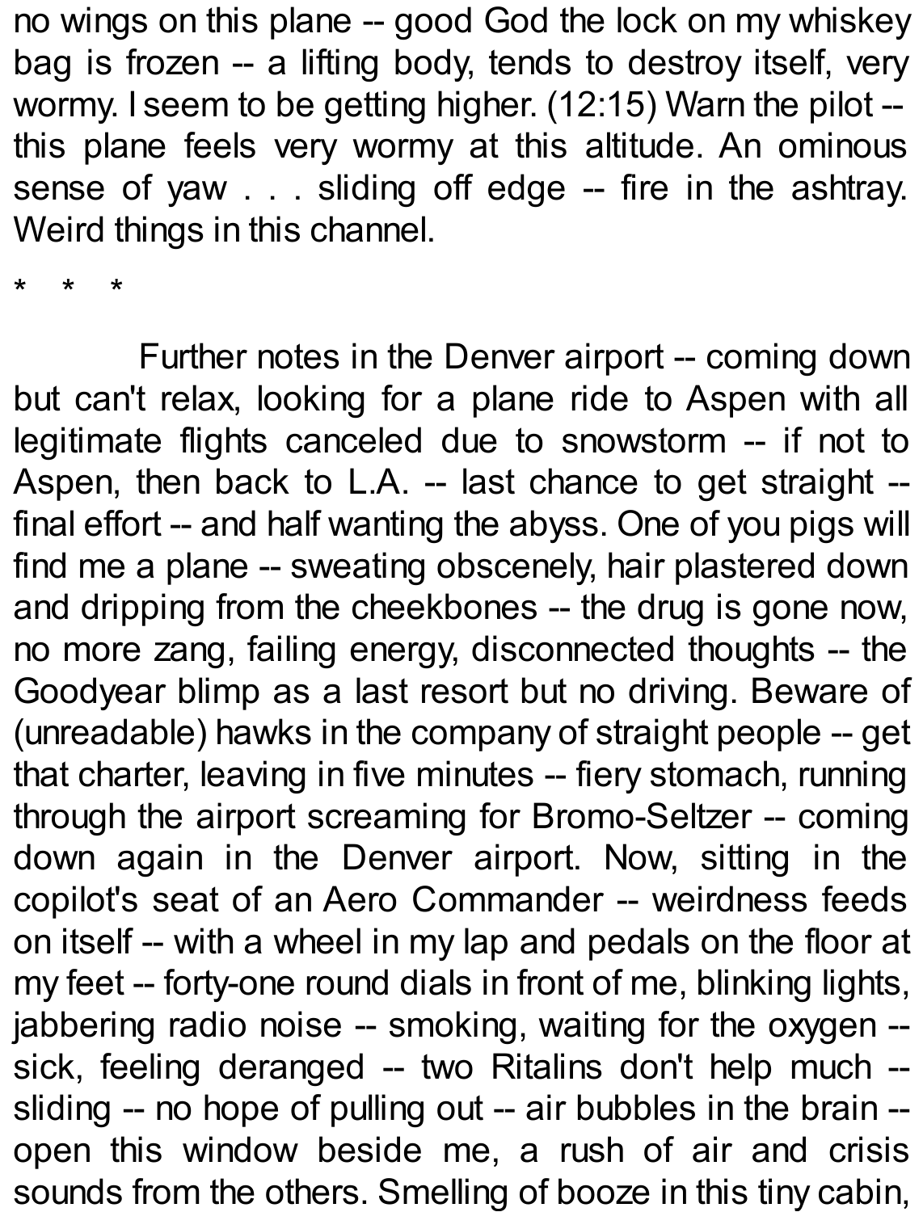no wings on this plane -- good God the lock on my whiskey bag is frozen -- a lifting body, tends to destroy itself, very wormy. I seem to be getting higher. (12:15) Warn the pilot -- this plane feels very wormy at this altitude. An ominous sense of yaw . . . sliding off edge -- fire in the ashtray. Weird things in this channel.

\* \* \*

Further notes in the Denver airport -- coming down but can't relax, looking for a plane ride to Aspen with all legitimate flights canceled due to snowstorm -- if not to Aspen, then back to L.A. -- last chance to get straight -- final effort -- and half wanting the abyss. One of you pigs will find me a plane -- sweating obscenely, hair plastered down and dripping from the cheekbones -- the drug is gone now, no more zang, failing energy, disconnected thoughts -- the Goodyear blimp as a last resort but no driving. Beware of (unreadable) hawks in the company of straight people -- get that charter, leaving in five minutes -- fiery stomach, running through the airport screaming for Bromo-Seltzer -- coming down again in the Denver airport. Now, sitting in the copilot's seat of an Aero Commander -- weirdness feeds on itself -- with a wheel in my lap and pedals on the floor at my feet -- forty-one round dials in front of me, blinking lights, jabbering radio noise -- smoking, waiting for the oxygen -- sick, feeling deranged -- two Ritalins don't help much -- sliding -- no hope of pulling out -- air bubbles in the brain -- open this window beside me, a rush of air and crisis sounds from the others. Smelling of booze in this tiny cabin,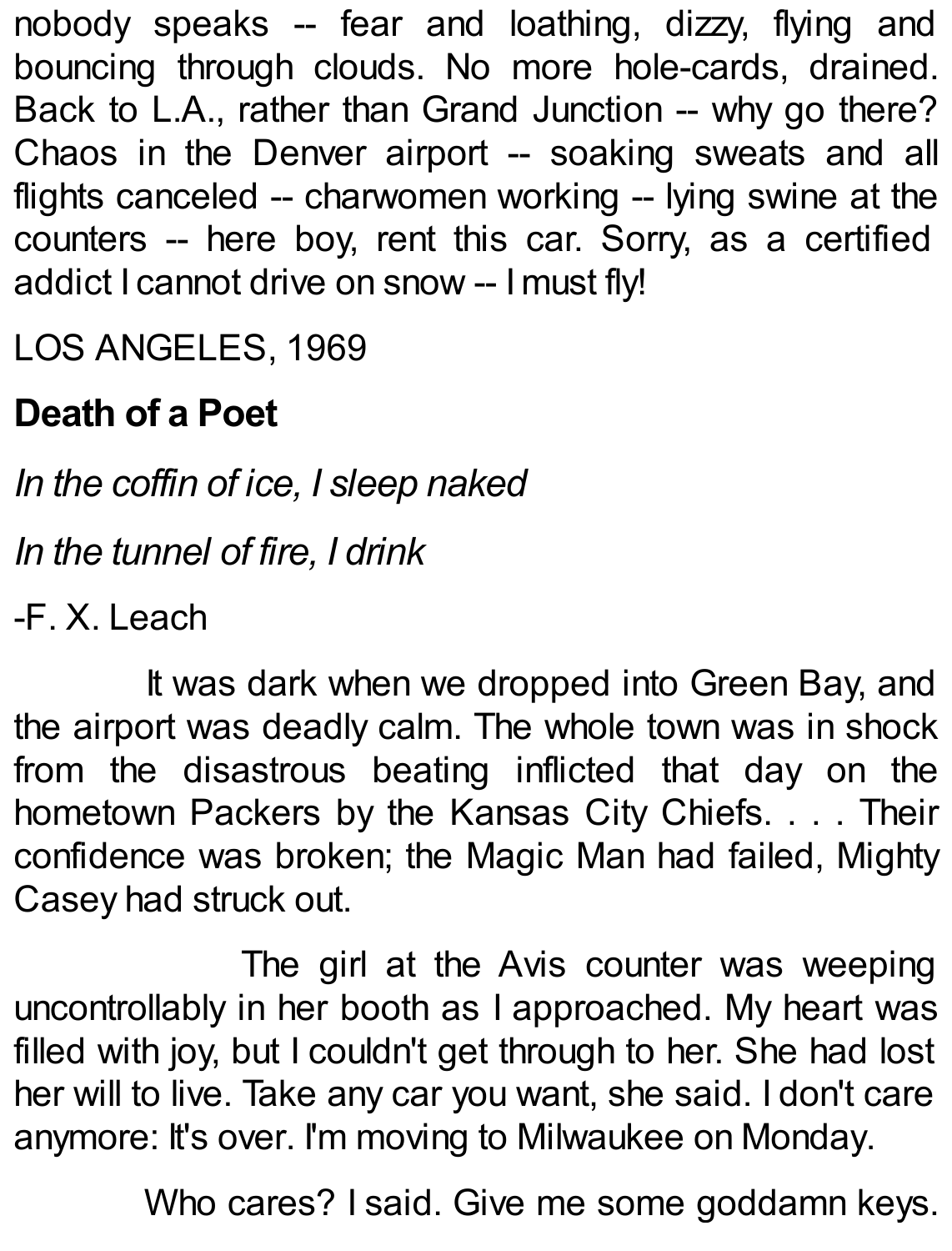nobody speaks -- fear and loathing, dizzy, flying and bouncing through clouds. No more hole-cards, drained. Back to L.A., rather than Grand Junction -- why go there? Chaos in the Denver airport -- soaking sweats and all flights canceled -- charwomen working -- lying swine at the counters -- here boy, rent this car. Sorry, as a certified addict I cannot drive on snow -- I must fly!

LOS ANGELES, 1969

## Death of a Poet

*In the coffin of ice, I sleep naked*

*In the tunnel of fire, I drink*

-F. X. Leach

It was dark when we dropped into Green Bay, and the airport was deadly calm. The whole town was in shock from the disastrous beating inflicted that day on the hometown Packers by the Kansas City Chiefs. . . . Their confidence was broken; the Magic Man had failed, Mighty Casey had struck out.

The girl at the Avis counter was weeping uncontrollably in her booth as I approached. My heart was filled with joy, but I couldn't get through to her. She had lost her will to live. Take any car you want, she said. I don't care anymore: It's over. I'm moving to Milwaukee on Monday.

Who cares? I said. Give me some goddamn keys.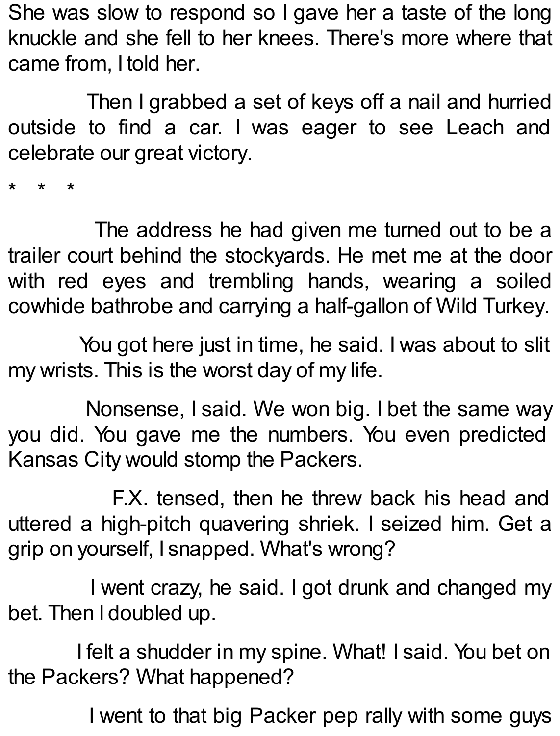She was slow to respond so I gave her a taste of the long knuckle and she fell to her knees. There's more where that came from, I told her.

Then I grabbed a set of keys off a nail and hurried outside to find a car. I was eager to see Leach and celebrate our great victory.

\* \* \*

The address he had given me turned out to be a trailer court behind the stockyards. He met me at the door with red eyes and trembling hands, wearing a soiled cowhide bathrobe and carrying a half-gallon of Wild Turkey.

You got here just in time, he said. I was about to slit my wrists. This is the worst day of my life.

Nonsense, I said. We won big. I bet the same way you did. You gave me the numbers. You even predicted Kansas City would stomp the Packers.

F.X. tensed, then he threw back his head and uttered a high-pitch quavering shriek. I seized him. Get a grip on yourself, I snapped. What's wrong?

I went crazy, he said. I got drunk and changed my bet. Then I doubled up.

I felt a shudder in my spine. What! I said. You bet on the Packers? What happened?

I went to that big Packer pep rally with some guys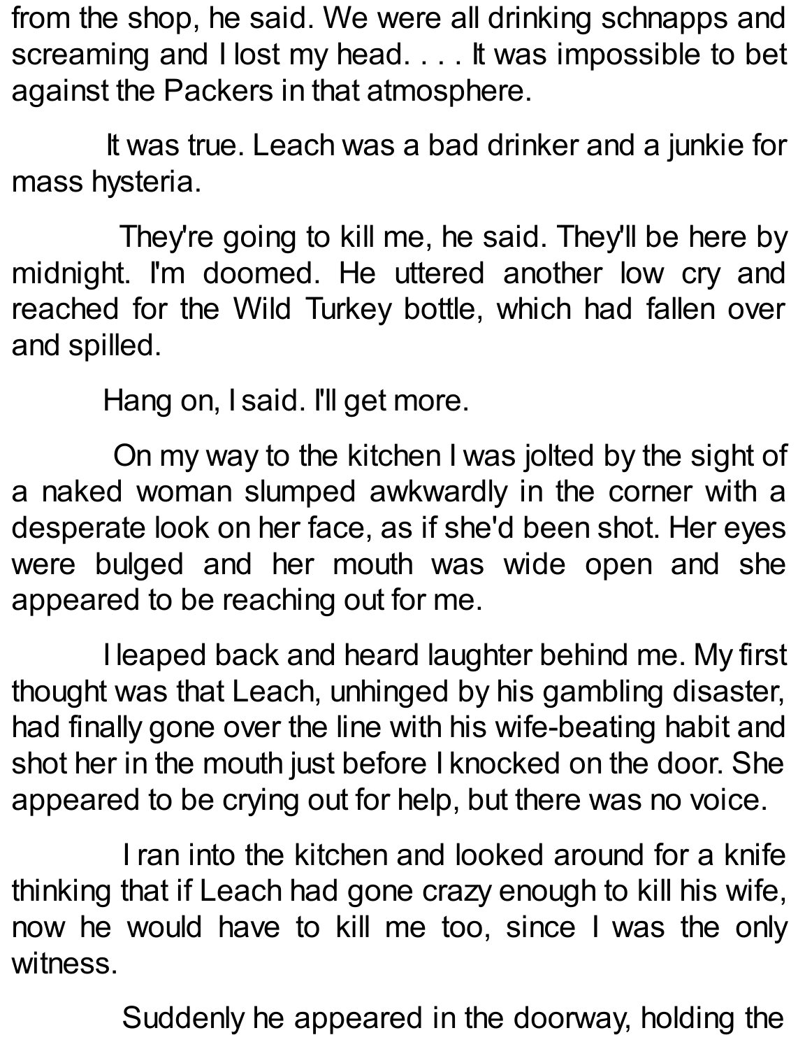from the shop, he said. We were all drinking schnapps and screaming and I lost my head. . . . It was impossible to bet against the Packers in that atmosphere.

It was true. Leach was a bad drinker and a junkie for mass hysteria.

They're going to kill me, he said. They'll be here by midnight. I'm doomed. He uttered another low cry and reached for the Wild Turkey bottle, which had fallen over and spilled.

Hang on, I said. I'll get more.

On my way to the kitchen I was jolted by the sight of a naked woman slumped awkwardly in the corner with a desperate look on her face, as if she'd been shot. Her eyes were bulged and her mouth was wide open and she appeared to be reaching out for me.

I leaped back and heard laughter behind me. My first thought was that Leach, unhinged by his gambling disaster, had finally gone over the line with his wife-beating habit and shot her in the mouth just before I knocked on the door. She appeared to be crying out for help, but there was no voice.

I ran into the kitchen and looked around for a knife thinking that if Leach had gone crazy enough to kill his wife, now he would have to kill me too, since I was the only witness.

Suddenly he appeared in the doorway, holding the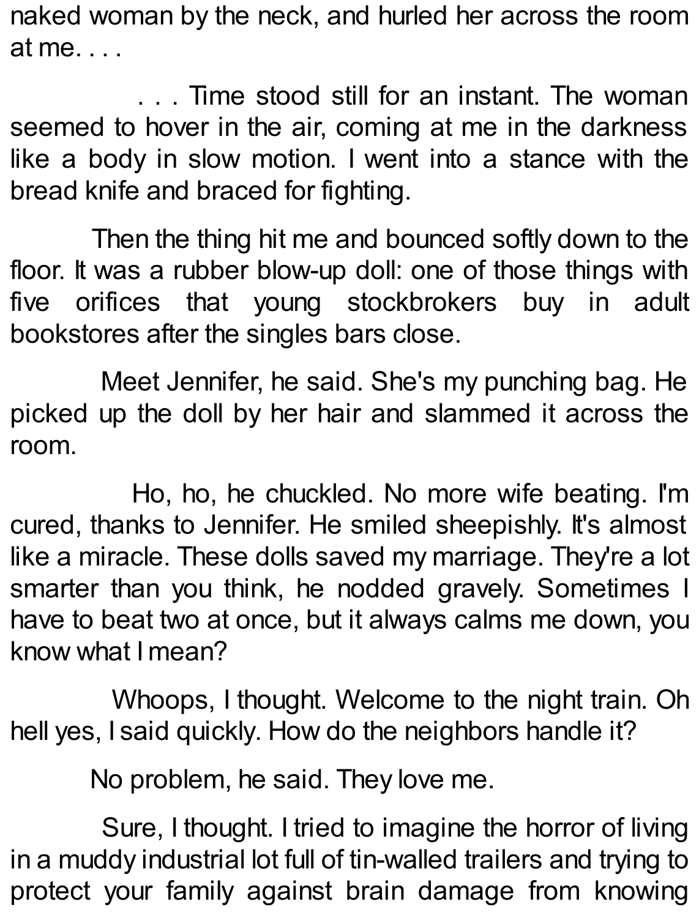naked woman by the neck, and hurled her across the room at me. . . .

. . . Time stood still for an instant. The woman seemed to hover in the air, coming at me in the darkness like a body in slow motion. I went into a stance with the bread knife and braced for fighting.

Then the thing hit me and bounced softly down to the floor. It was a rubber blow-up doll: one of those things with five orifices that young stockbrokers buy in adult bookstores after the singles bars close.

Meet Jennifer, he said. She's my punching bag. He picked up the doll by her hair and slammed it across the room.

Ho, ho, he chuckled. No more wife beating. I'm cured, thanks to Jennifer. He smiled sheepishly. It's almost like a miracle. These dolls saved my marriage. They're a lot smarter than you think, he nodded gravely. Sometimes I have to beat two at once, but it always calms me down, you know what I mean?

Whoops, I thought. Welcome to the night train. Oh hell yes, I said quickly. How do the neighbors handle it?

No problem, he said. They love me.

Sure, I thought. I tried to imagine the horror of living in a muddy industrial lot full of tin-walled trailers and trying to protect your family against brain damage from knowing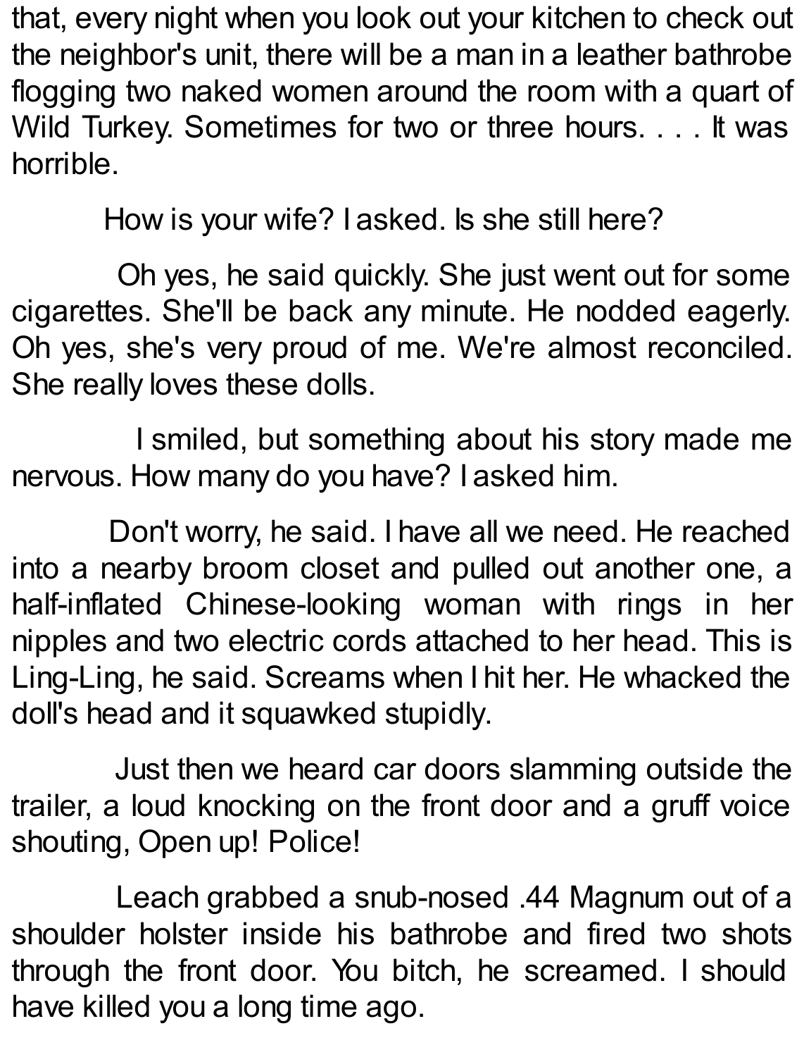that, every night when you look out your kitchen to check out the neighbor's unit, there will be a man in a leather bathrobe flogging two naked women around the room with a quart of Wild Turkey. Sometimes for two or three hours. . . . It was horrible.

How is your wife? I asked. Is she still here?

Oh yes, he said quickly. She just went out for some cigarettes. She'll be back any minute. He nodded eagerly. Oh yes, she's very proud of me. We're almost reconciled. She really loves these dolls.

I smiled, but something about his story made me nervous. How many do you have? I asked him.

Don't worry, he said. I have all we need. He reached into a nearby broom closet and pulled out another one, a half-inflated Chinese-looking woman with rings in her nipples and two electric cords attached to her head. This is Ling-Ling, he said. Screams when I hit her. He whacked the doll's head and it squawked stupidly.

Just then we heard car doors slamming outside the trailer, a loud knocking on the front door and a gruff voice shouting, Open up! Police!

Leach grabbed a snub-nosed .44 Magnum out of a shoulder holster inside his bathrobe and fired two shots through the front door. You bitch, he screamed. I should have killed you a long time ago.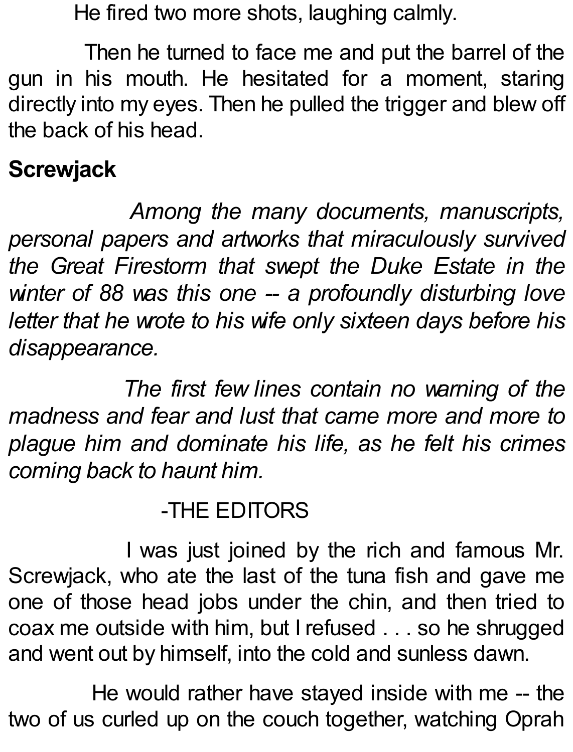He fired two more shots, laughing calmly.

Then he turned to face me and put the barrel of the gun in his mouth. He hesitated for a moment, staring directly into my eyes. Then he pulled the trigger and blew off the back of his head.

## Screwjack

*Among the many documents, manuscripts, personal papers and artworks that miraculously survived the Great Firestorm that swept the Duke Estate in the winter of 88 was this one -- a profoundly disturbing love letter that he wrote to his wife only sixteen days before his disappearance.*

*The first few lines contain no warning of the madness and fear and lust that came more and more to plague him and dominate his life, as he felt his crimes coming back to haunt him.*

-THE EDITORS

I was just joined by the rich and famous Mr. Screwjack, who ate the last of the tuna fish and gave me one of those head jobs under the chin, and then tried to coax me outside with him, but I refused . . . so he shrugged and went out by himself, into the cold and sunless dawn.

He would rather have stayed inside with me -- the two of us curled up on the couch together, watching Oprah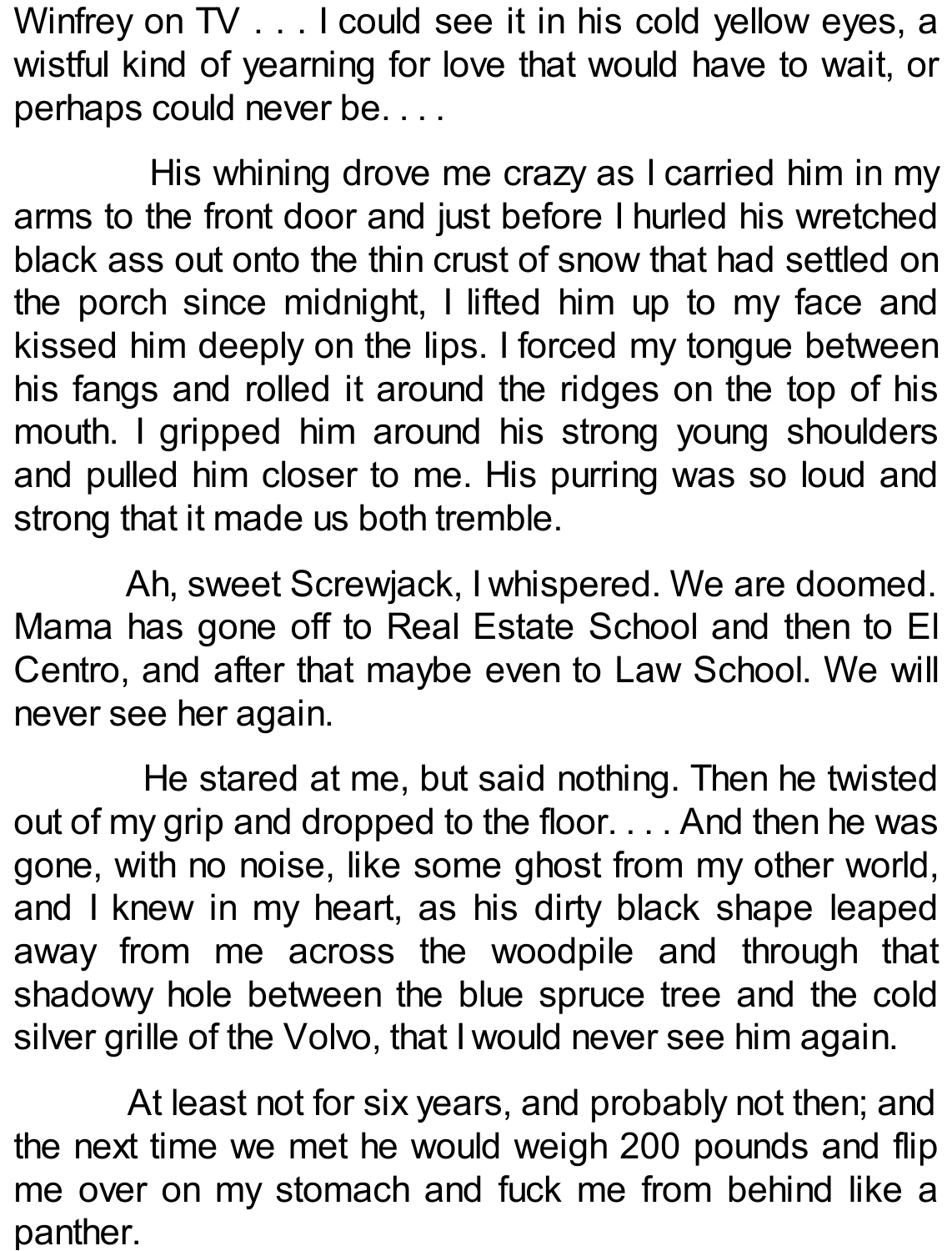Winfrey on TV . . . I could see it in his cold yellow eyes, a wistful kind of yearning for love that would have to wait, or perhaps could never be. . . .

His whining drove me crazy as I carried him in my arms to the front door and just before I hurled his wretched black ass out onto the thin crust of snow that had settled on the porch since midnight, I lifted him up to my face and kissed him deeply on the lips. I forced my tongue between his fangs and rolled it around the ridges on the top of his mouth. I gripped him around his strong young shoulders and pulled him closer to me. His purring was so loud and strong that it made us both tremble.

Ah, sweet Screwjack, I whispered. We are doomed. Mama has gone off to Real Estate School and then to El Centro, and after that maybe even to Law School. We will never see her again.

He stared at me, but said nothing. Then he twisted out of my grip and dropped to the floor. . . . And then he was gone, with no noise, like some ghost from my other world, and I knew in my heart, as his dirty black shape leaped away from me across the woodpile and through that shadowy hole between the blue spruce tree and the cold silver grille of the Volvo, that I would never see him again.

At least not for six years, and probably not then; and the next time we met he would weigh 200 pounds and flip me over on my stomach and fuck me from behind like a panther.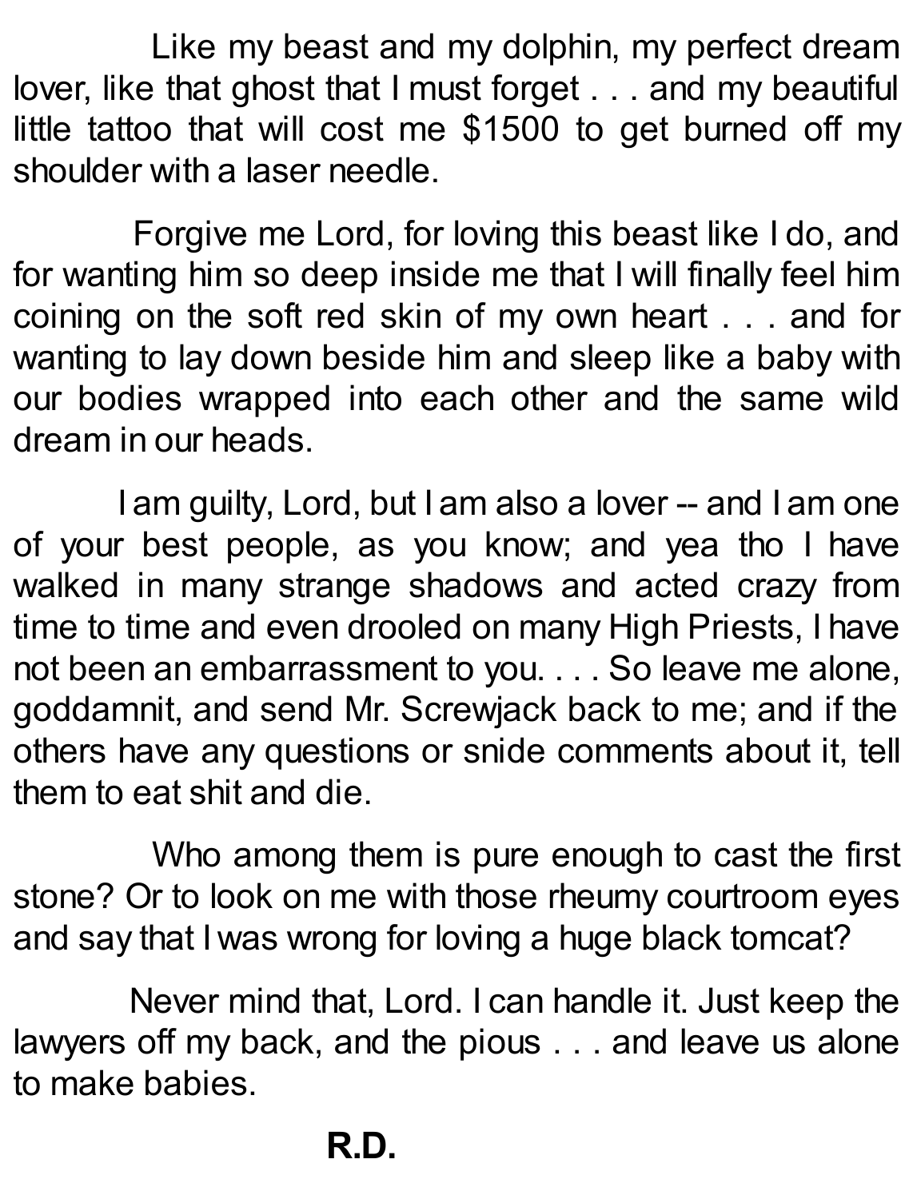Like my beast and my dolphin, my perfect dream lover, like that ghost that I must forget . . . and my beautiful little tattoo that will cost me $1500 to get burned off my shoulder with a laser needle.

Forgive me Lord, for loving this beast like I do, and for wanting him so deep inside me that I will finally feel him coining on the soft red skin of my own heart . . . and for wanting to lay down beside him and sleep like a baby with our bodies wrapped into each other and the same wild dream in our heads.

I am guilty, Lord, but I am also a lover -- and I am one of your best people, as you know; and yea tho I have walked in many strange shadows and acted crazy from time to time and even drooled on many High Priests, I have not been an embarrassment to you. . . . So leave me alone, goddamnit, and send Mr. Screwjack back to me; and if the others have any questions or snide comments about it, tell them to eat shit and die.

Who among them is pure enough to cast the first stone? Or to look on me with those rheumy courtroom eyes and say that I was wrong for loving a huge black tomcat?

Never mind that, Lord. I can handle it. Just keep the lawyers off my back, and the pious . . . and leave us alone to make babies.

**R.D.**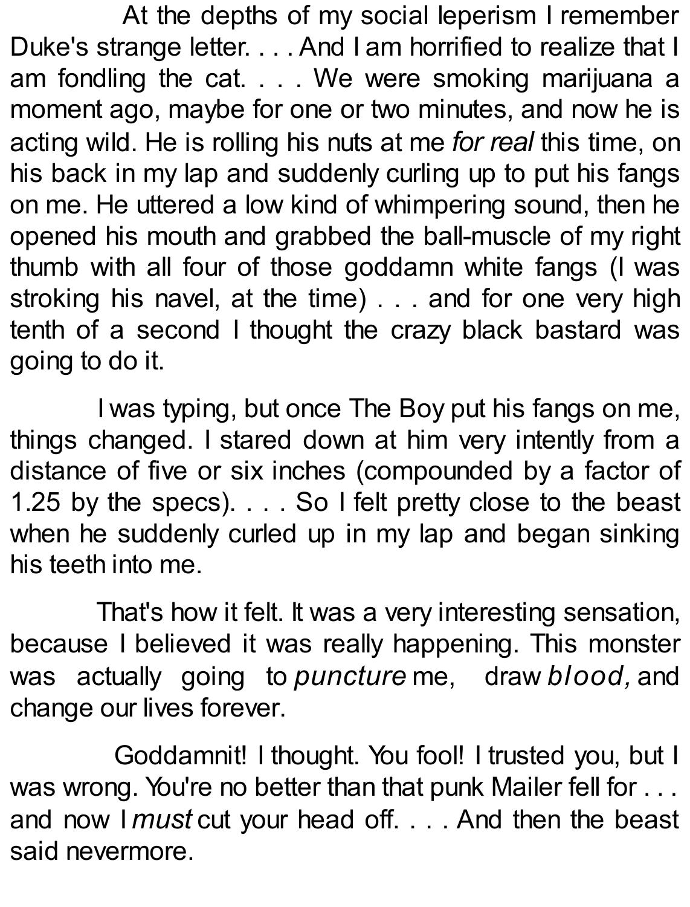At the depths of my social leperism I remember Duke's strange letter. . . . And I am horrified to realize that I am fondling the cat. . . . We were smoking marijuana a moment ago, maybe for one or two minutes, and now he is acting wild. He is rolling his nuts at me *for real* this time, on his back in my lap and suddenly curling up to put his fangs on me. He uttered a low kind of whimpering sound, then he opened his mouth and grabbed the ball-muscle of my right thumb with all four of those goddamn white fangs (I was stroking his navel, at the time) . . . and for one very high tenth of a second I thought the crazy black bastard was going to do it.

I was typing, but once The Boy put his fangs on me, things changed. I stared down at him very intently from a distance of five or six inches (compounded by a factor of 1.25 by the specs). . . . So I felt pretty close to the beast when he suddenly curled up in my lap and began sinking his teeth into me.

That's how it felt. It was a very interesting sensation, because I believed it was really happening. This monster was actually going to *puncture* me, draw *blood,* and change our lives forever.

Goddamnit! I thought. You fool! I trusted you, but I was wrong. You're no better than that punk Mailer fell for . . . and now I *must* cut your head off. . . . And then the beast said nevermore.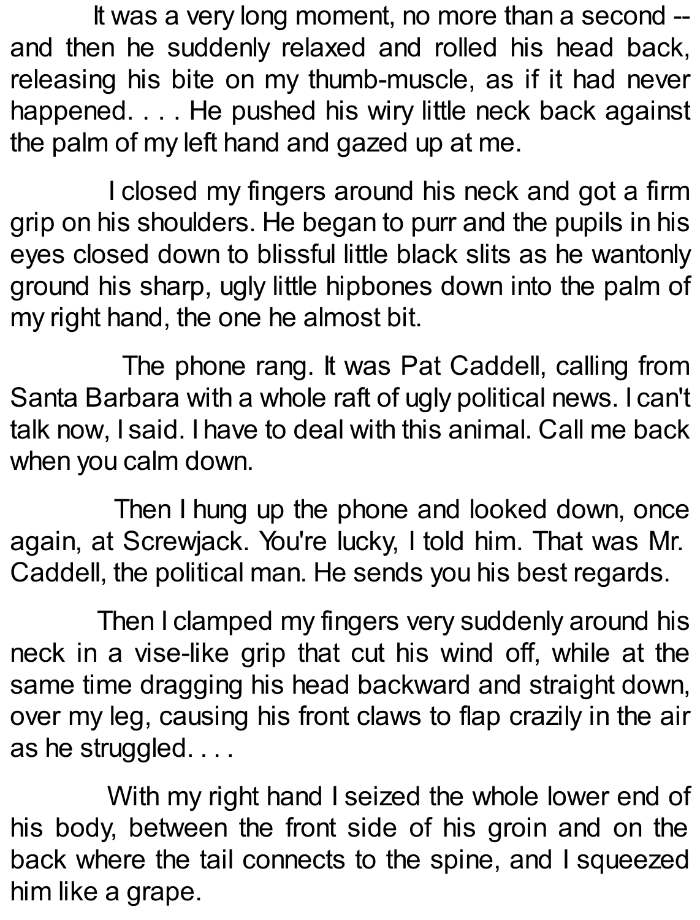It was a very long moment, no more than a second -- and then he suddenly relaxed and rolled his head back, releasing his bite on my thumb-muscle, as if it had never happened. . . . He pushed his wiry little neck back against the palm of my left hand and gazed up at me.

I closed my fingers around his neck and got a firm grip on his shoulders. He began to purr and the pupils in his eyes closed down to blissful little black slits as he wantonly ground his sharp, ugly little hipbones down into the palm of my right hand, the one he almost bit.

The phone rang. It was Pat Caddell, calling from Santa Barbara with a whole raft of ugly political news. I can't talk now, I said. I have to deal with this animal. Call me back when you calm down.

Then I hung up the phone and looked down, once again, at Screwjack. You're lucky, I told him. That was Mr. Caddell, the political man. He sends you his best regards.

Then I clamped my fingers very suddenly around his neck in a vise-like grip that cut his wind off, while at the same time dragging his head backward and straight down, over my leg, causing his front claws to flap crazily in the air as he struggled. . . .

With my right hand I seized the whole lower end of his body, between the front side of his groin and on the back where the tail connects to the spine, and I squeezed him like a grape.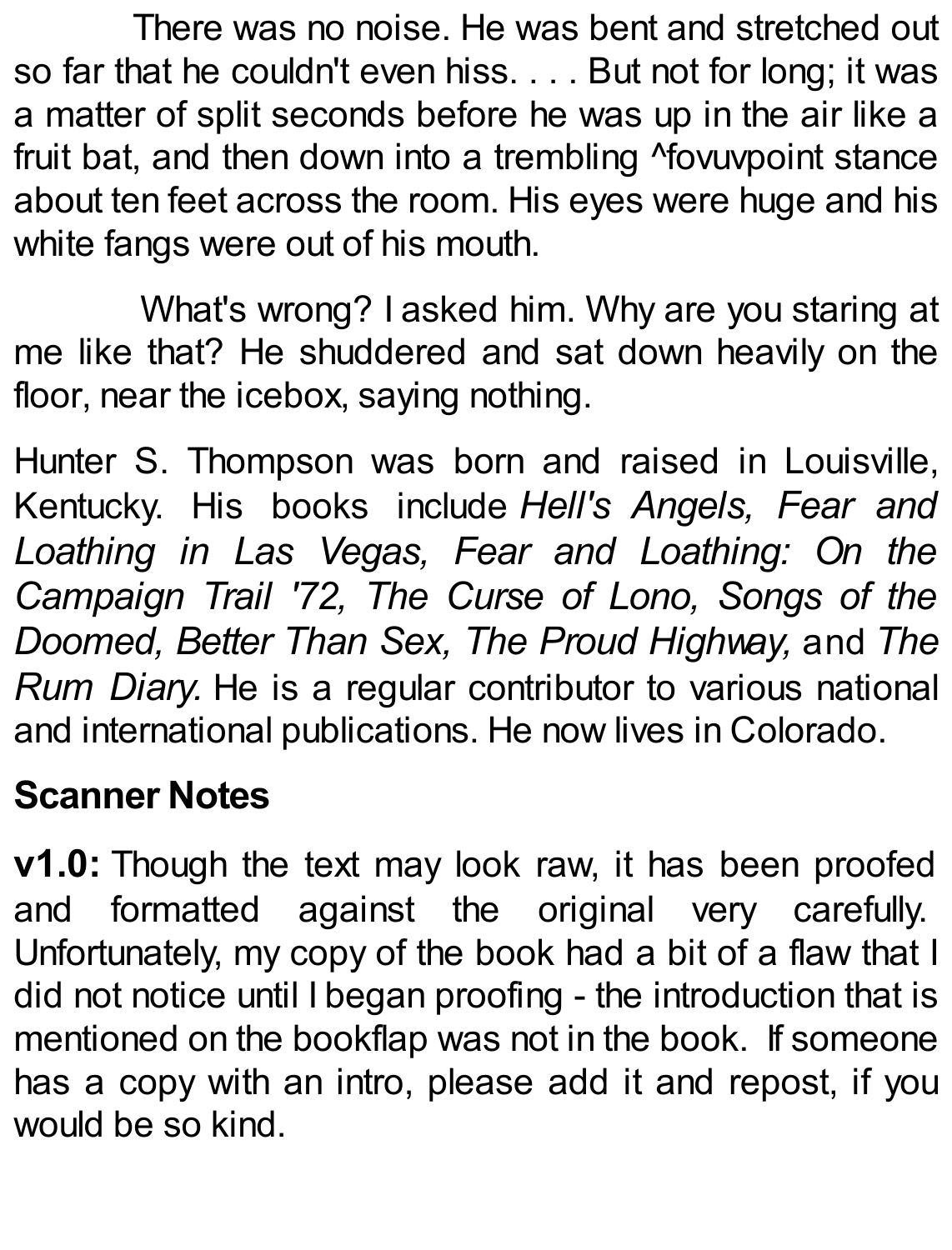There was no noise. He was bent and stretched out so far that he couldn't even hiss. . . . But not for long; it was a matter of split seconds before he was up in the air like a fruit bat, and then down into a trembling ^fovuvpoint stance about ten feet across the room. His eyes were huge and his white fangs were out of his mouth.

What's wrong? I asked him. Why are you staring at me like that? He shuddered and sat down heavily on the floor, near the icebox, saying nothing.

Hunter S. Thompson was born and raised in Louisville, Kentucky. His books include *Hell's Angels, Fear and Loathing in Las Vegas, Fear and Loathing: On the Campaign Trail '72, The Curse of Lono, Songs of the Doomed, Better Than Sex, The Proud Highway,* and *The Rum Diary.* He is a regular contributor to various national and international publications. He now lives in Colorado.

## Scanner Notes

**v1.0:** Though the text may look raw, it has been proofed and formatted against the original very carefully. Unfortunately, my copy of the book had a bit of a flaw that I did not notice until I began proofing - the introduction that is mentioned on the bookflap was not in the book. If someone has a copy with an intro, please add it and repost, if you would be so kind.